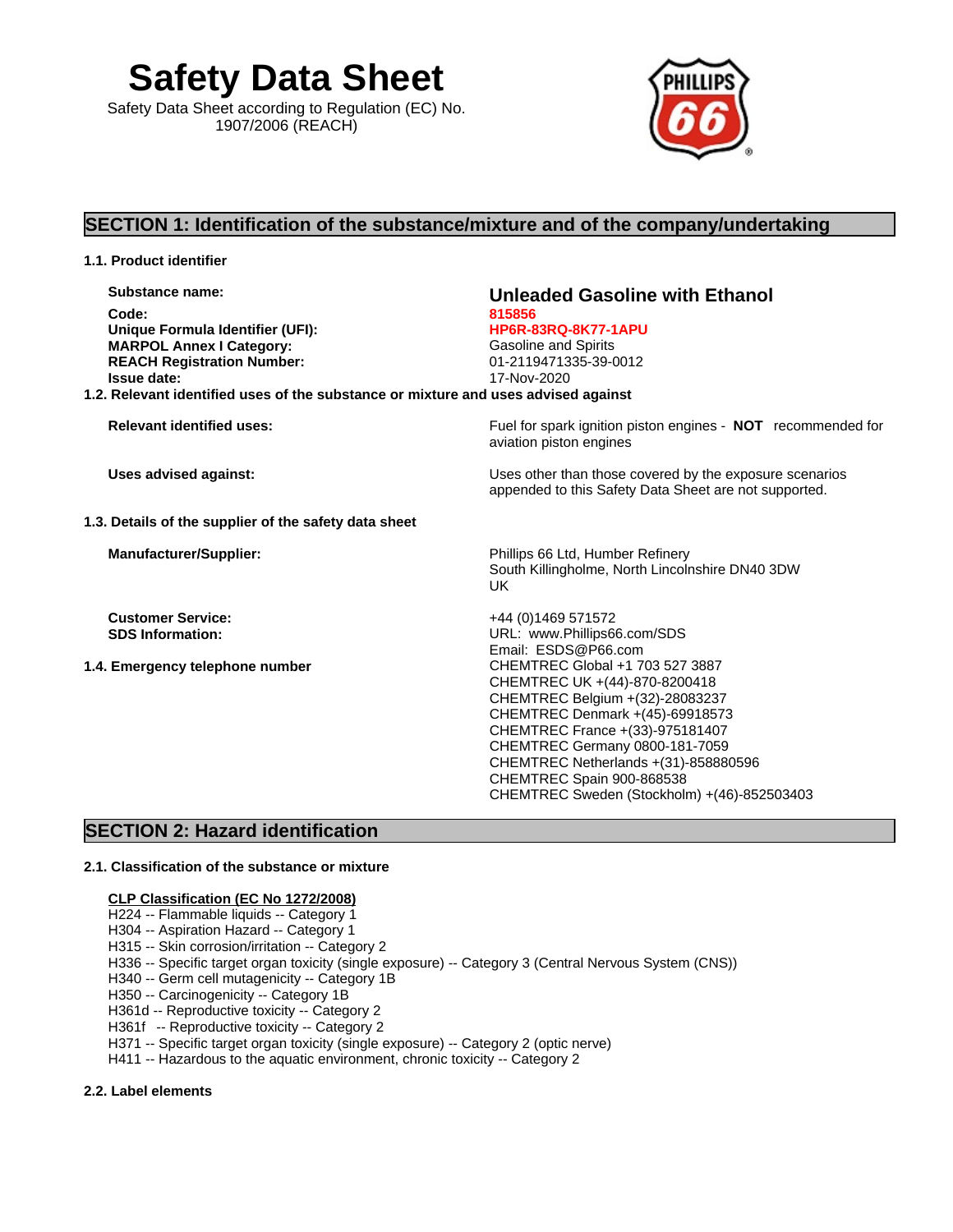# Safety Data Sheet

Safety Data Sheet according to Regulation (EC) No. 1907/2006 (REACH)

## SECTION 1: Identification of the substance/mixture and of the company/undertaking

### 1.1. Product identifier

| | |
|---|---|
| **Substance name:** | **Unleaded Gasoline with Ethanol** |
| **Code:** | **815856** |
| **Unique Formula Identifier (UFI):** | **HP6R-83RQ-8K77-1APU** |
| **MARPOL Annex I Category:** | Gasoline and Spirits |
| **REACH Registration Number:** | 01-2119471335-39-0012 |
| **Issue date:** | 17-Nov-2020 |

### 1.2. Relevant identified uses of the substance or mixture and uses advised against

| | |
|---|---|
| **Relevant identified uses:** | Fuel for spark ignition piston engines - **NOT** recommended for aviation piston engines |
| **Uses advised against:** | Uses other than those covered by the exposure scenarios appended to this Safety Data Sheet are not supported. |

### 1.3. Details of the supplier of the safety data sheet

| | |
|---|---|
| **Manufacturer/Supplier:** | Phillips 66 Ltd, Humber Refinery<br>South Killingholme, North Lincolnshire DN40 3DW<br>UK |
| **Customer Service:** | +44 (0)1469 571572 |
| **SDS Information:** | URL: www.Phillips66.com/SDS<br>Email: ESDS@P66.com |

### 1.4. Emergency telephone number

CHEMTREC Global +1 703 527 3887
CHEMTREC UK +(44)-870-8200418
CHEMTREC Belgium +(32)-28083237
CHEMTREC Denmark +(45)-69918573
CHEMTREC France +(33)-975181407
CHEMTREC Germany 0800-181-7059
CHEMTREC Netherlands +(31)-858880596
CHEMTREC Spain 900-868538
CHEMTREC Sweden (Stockholm) +(46)-852503403

## SECTION 2: Hazard identification

### 2.1. Classification of the substance or mixture

**CLP Classification (EC No 1272/2008)**

H224 -- Flammable liquids -- Category 1
H304 -- Aspiration Hazard -- Category 1
H315 -- Skin corrosion/irritation -- Category 2
H336 -- Specific target organ toxicity (single exposure) -- Category 3 (Central Nervous System (CNS))
H340 -- Germ cell mutagenicity -- Category 1B
H350 -- Carcinogenicity -- Category 1B
H361d -- Reproductive toxicity -- Category 2
H361f -- Reproductive toxicity -- Category 2
H371 -- Specific target organ toxicity (single exposure) -- Category 2 (optic nerve)
H411 -- Hazardous to the aquatic environment, chronic toxicity -- Category 2

### 2.2. Label elements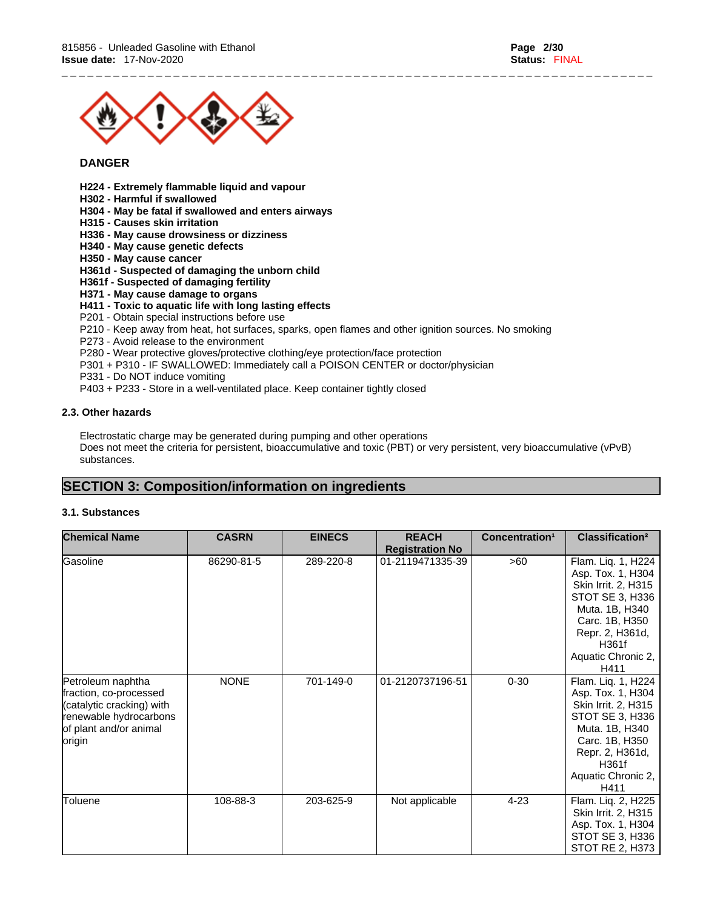**DANGER**

**H224 - Extremely flammable liquid and vapour**
**H302 - Harmful if swallowed**
**H304 - May be fatal if swallowed and enters airways**
**H315 - Causes skin irritation**
**H336 - May cause drowsiness or dizziness**
**H340 - May cause genetic defects**
**H350 - May cause cancer**
**H361d - Suspected of damaging the unborn child**
**H361f - Suspected of damaging fertility**
**H371 - May cause damage to organs**
**H411 - Toxic to aquatic life with long lasting effects**
P201 - Obtain special instructions before use
P210 - Keep away from heat, hot surfaces, sparks, open flames and other ignition sources. No smoking
P273 - Avoid release to the environment
P280 - Wear protective gloves/protective clothing/eye protection/face protection
P301 + P310 - IF SWALLOWED: Immediately call a POISON CENTER or doctor/physician
P331 - Do NOT induce vomiting
P403 + P233 - Store in a well-ventilated place. Keep container tightly closed

### 2.3. Other hazards

Electrostatic charge may be generated during pumping and other operations
Does not meet the criteria for persistent, bioaccumulative and toxic (PBT) or very persistent, very bioaccumulative (vPvB) substances.

## SECTION 3: Composition/information on ingredients

### 3.1. Substances

| Chemical Name | CASRN | EINECS | REACH Registration No | Concentration[1] | Classification[2] |
|---|---|---|---|---|---|
| Gasoline | 86290-81-5 | 289-220-8 | 01-2119471335-39 | >60 | Flam. Liq. 1, H224 Asp. Tox. 1, H304 Skin Irrit. 2, H315 STOT SE 3, H336 Muta. 1B, H340 Carc. 1B, H350 Repr. 2, H361d, H361f Aquatic Chronic 2, H411 |
| Petroleum naphtha fraction, co-processed (catalytic cracking) with renewable hydrocarbons of plant and/or animal origin | NONE | 701-149-0 | 01-2120737196-51 | 0-30 | Flam. Liq. 1, H224 Asp. Tox. 1, H304 Skin Irrit. 2, H315 STOT SE 3, H336 Muta. 1B, H340 Carc. 1B, H350 Repr. 2, H361d, H361f Aquatic Chronic 2, H411 |
| Toluene | 108-88-3 | 203-625-9 | Not applicable | 4-23 | Flam. Liq. 2, H225 Skin Irrit. 2, H315 Asp. Tox. 1, H304 STOT SE 3, H336 STOT RE 2, H373 |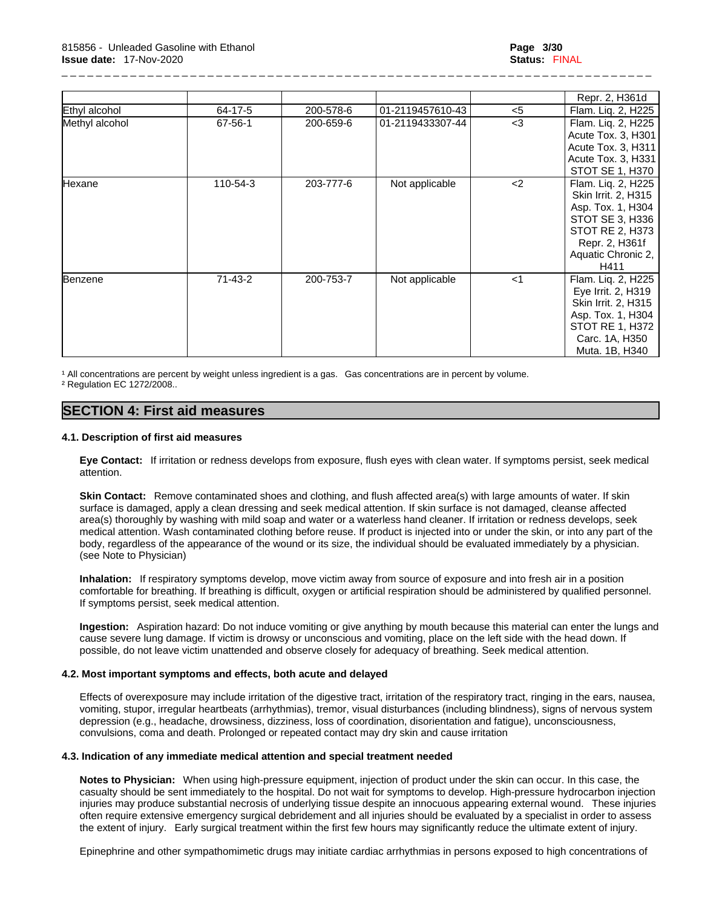| | | | | | |
|---|---|---|---|---|---|
| | | | | | Repr. 2, H361d |
| Ethyl alcohol | 64-17-5 | 200-578-6 | 01-2119457610-43 | <5 | Flam. Liq. 2, H225 |
| Methyl alcohol | 67-56-1 | 200-659-6 | 01-2119433307-44 | <3 | Flam. Liq. 2, H225<br>Acute Tox. 3, H301<br>Acute Tox. 3, H311<br>Acute Tox. 3, H331<br>STOT SE 1, H370 |
| Hexane | 110-54-3 | 203-777-6 | Not applicable | <2 | Flam. Liq. 2, H225<br>Skin Irrit. 2, H315<br>Asp. Tox. 1, H304<br>STOT SE 3, H336<br>STOT RE 2, H373<br>Repr. 2, H361f<br>Aquatic Chronic 2, H411 |
| Benzene | 71-43-2 | 200-753-7 | Not applicable | <1 | Flam. Liq. 2, H225<br>Eye Irrit. 2, H319<br>Skin Irrit. 2, H315<br>Asp. Tox. 1, H304<br>STOT RE 1, H372<br>Carc. 1A, H350<br>Muta. 1B, H340 |

[1] All concentrations are percent by weight unless ingredient is a gas. Gas concentrations are in percent by volume.
[2] Regulation EC 1272/2008..

## SECTION 4: First aid measures

### 4.1. Description of first aid measures

**Eye Contact:** If irritation or redness develops from exposure, flush eyes with clean water. If symptoms persist, seek medical attention.

**Skin Contact:** Remove contaminated shoes and clothing, and flush affected area(s) with large amounts of water. If skin surface is damaged, apply a clean dressing and seek medical attention. If skin surface is not damaged, cleanse affected area(s) thoroughly by washing with mild soap and water or a waterless hand cleaner. If irritation or redness develops, seek medical attention. Wash contaminated clothing before reuse. If product is injected into or under the skin, or into any part of the body, regardless of the appearance of the wound or its size, the individual should be evaluated immediately by a physician. (see Note to Physician)

**Inhalation:** If respiratory symptoms develop, move victim away from source of exposure and into fresh air in a position comfortable for breathing. If breathing is difficult, oxygen or artificial respiration should be administered by qualified personnel. If symptoms persist, seek medical attention.

**Ingestion:** Aspiration hazard: Do not induce vomiting or give anything by mouth because this material can enter the lungs and cause severe lung damage. If victim is drowsy or unconscious and vomiting, place on the left side with the head down. If possible, do not leave victim unattended and observe closely for adequacy of breathing. Seek medical attention.

### 4.2. Most important symptoms and effects, both acute and delayed

Effects of overexposure may include irritation of the digestive tract, irritation of the respiratory tract, ringing in the ears, nausea, vomiting, stupor, irregular heartbeats (arrhythmias), tremor, visual disturbances (including blindness), signs of nervous system depression (e.g., headache, drowsiness, dizziness, loss of coordination, disorientation and fatigue), unconsciousness, convulsions, coma and death. Prolonged or repeated contact may dry skin and cause irritation

### 4.3. Indication of any immediate medical attention and special treatment needed

**Notes to Physician:** When using high-pressure equipment, injection of product under the skin can occur. In this case, the casualty should be sent immediately to the hospital. Do not wait for symptoms to develop. High-pressure hydrocarbon injection injuries may produce substantial necrosis of underlying tissue despite an innocuous appearing external wound. These injuries often require extensive emergency surgical debridement and all injuries should be evaluated by a specialist in order to assess the extent of injury. Early surgical treatment within the first few hours may significantly reduce the ultimate extent of injury.

Epinephrine and other sympathomimetic drugs may initiate cardiac arrhythmias in persons exposed to high concentrations of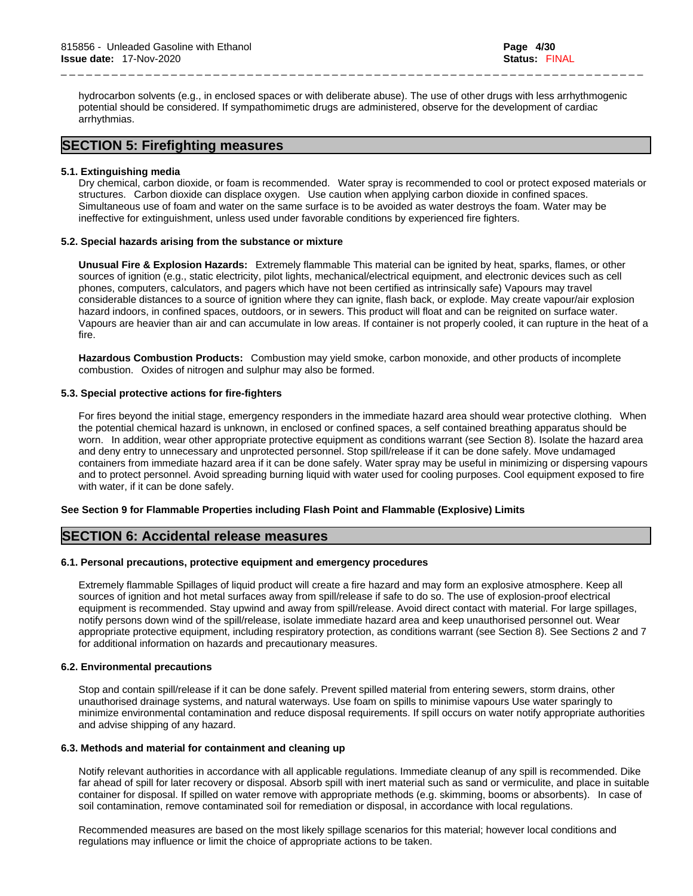hydrocarbon solvents (e.g., in enclosed spaces or with deliberate abuse). The use of other drugs with less arrhythmogenic potential should be considered. If sympathomimetic drugs are administered, observe for the development of cardiac arrhythmias.

## SECTION 5: Firefighting measures

### 5.1. Extinguishing media

Dry chemical, carbon dioxide, or foam is recommended. Water spray is recommended to cool or protect exposed materials or structures. Carbon dioxide can displace oxygen. Use caution when applying carbon dioxide in confined spaces. Simultaneous use of foam and water on the same surface is to be avoided as water destroys the foam. Water may be ineffective for extinguishment, unless used under favorable conditions by experienced fire fighters.

### 5.2. Special hazards arising from the substance or mixture

**Unusual Fire & Explosion Hazards:** Extremely flammable This material can be ignited by heat, sparks, flames, or other sources of ignition (e.g., static electricity, pilot lights, mechanical/electrical equipment, and electronic devices such as cell phones, computers, calculators, and pagers which have not been certified as intrinsically safe) Vapours may travel considerable distances to a source of ignition where they can ignite, flash back, or explode. May create vapour/air explosion hazard indoors, in confined spaces, outdoors, or in sewers. This product will float and can be reignited on surface water. Vapours are heavier than air and can accumulate in low areas. If container is not properly cooled, it can rupture in the heat of a fire.

**Hazardous Combustion Products:** Combustion may yield smoke, carbon monoxide, and other products of incomplete combustion. Oxides of nitrogen and sulphur may also be formed.

### 5.3. Special protective actions for fire-fighters

For fires beyond the initial stage, emergency responders in the immediate hazard area should wear protective clothing. When the potential chemical hazard is unknown, in enclosed or confined spaces, a self contained breathing apparatus should be worn. In addition, wear other appropriate protective equipment as conditions warrant (see Section 8). Isolate the hazard area and deny entry to unnecessary and unprotected personnel. Stop spill/release if it can be done safely. Move undamaged containers from immediate hazard area if it can be done safely. Water spray may be useful in minimizing or dispersing vapours and to protect personnel. Avoid spreading burning liquid with water used for cooling purposes. Cool equipment exposed to fire with water, if it can be done safely.

**See Section 9 for Flammable Properties including Flash Point and Flammable (Explosive) Limits**

## SECTION 6: Accidental release measures

### 6.1. Personal precautions, protective equipment and emergency procedures

Extremely flammable Spillages of liquid product will create a fire hazard and may form an explosive atmosphere. Keep all sources of ignition and hot metal surfaces away from spill/release if safe to do so. The use of explosion-proof electrical equipment is recommended. Stay upwind and away from spill/release. Avoid direct contact with material. For large spillages, notify persons down wind of the spill/release, isolate immediate hazard area and keep unauthorised personnel out. Wear appropriate protective equipment, including respiratory protection, as conditions warrant (see Section 8). See Sections 2 and 7 for additional information on hazards and precautionary measures.

### 6.2. Environmental precautions

Stop and contain spill/release if it can be done safely. Prevent spilled material from entering sewers, storm drains, other unauthorised drainage systems, and natural waterways. Use foam on spills to minimise vapours Use water sparingly to minimize environmental contamination and reduce disposal requirements. If spill occurs on water notify appropriate authorities and advise shipping of any hazard.

### 6.3. Methods and material for containment and cleaning up

Notify relevant authorities in accordance with all applicable regulations. Immediate cleanup of any spill is recommended. Dike far ahead of spill for later recovery or disposal. Absorb spill with inert material such as sand or vermiculite, and place in suitable container for disposal. If spilled on water remove with appropriate methods (e.g. skimming, booms or absorbents). In case of soil contamination, remove contaminated soil for remediation or disposal, in accordance with local regulations.

Recommended measures are based on the most likely spillage scenarios for this material; however local conditions and regulations may influence or limit the choice of appropriate actions to be taken.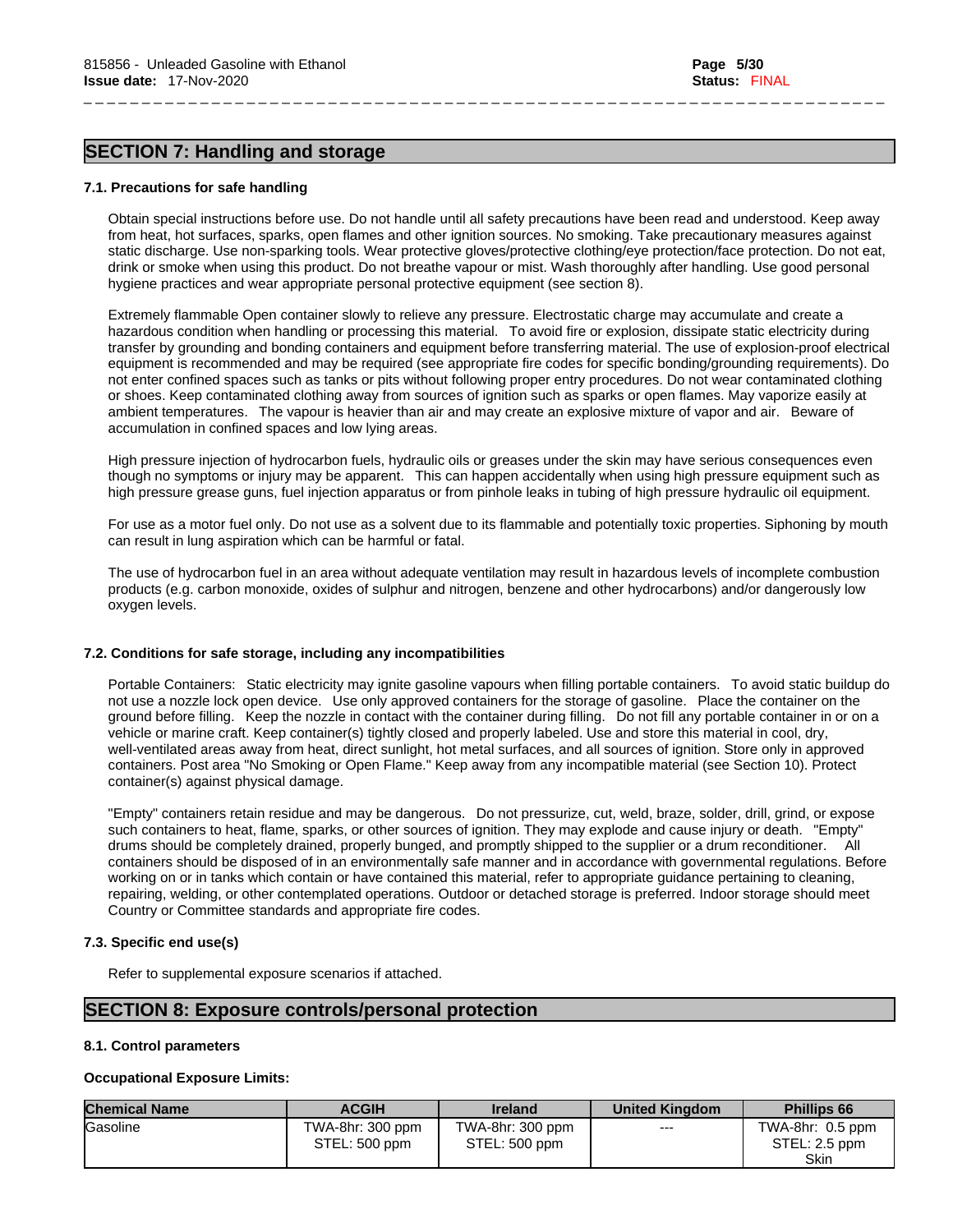## SECTION 7: Handling and storage

### 7.1. Precautions for safe handling

Obtain special instructions before use. Do not handle until all safety precautions have been read and understood. Keep away from heat, hot surfaces, sparks, open flames and other ignition sources. No smoking. Take precautionary measures against static discharge. Use non-sparking tools. Wear protective gloves/protective clothing/eye protection/face protection. Do not eat, drink or smoke when using this product. Do not breathe vapour or mist. Wash thoroughly after handling. Use good personal hygiene practices and wear appropriate personal protective equipment (see section 8).

Extremely flammable Open container slowly to relieve any pressure. Electrostatic charge may accumulate and create a hazardous condition when handling or processing this material. To avoid fire or explosion, dissipate static electricity during transfer by grounding and bonding containers and equipment before transferring material. The use of explosion-proof electrical equipment is recommended and may be required (see appropriate fire codes for specific bonding/grounding requirements). Do not enter confined spaces such as tanks or pits without following proper entry procedures. Do not wear contaminated clothing or shoes. Keep contaminated clothing away from sources of ignition such as sparks or open flames. May vaporize easily at ambient temperatures. The vapour is heavier than air and may create an explosive mixture of vapor and air. Beware of accumulation in confined spaces and low lying areas.

High pressure injection of hydrocarbon fuels, hydraulic oils or greases under the skin may have serious consequences even though no symptoms or injury may be apparent. This can happen accidentally when using high pressure equipment such as high pressure grease guns, fuel injection apparatus or from pinhole leaks in tubing of high pressure hydraulic oil equipment.

For use as a motor fuel only. Do not use as a solvent due to its flammable and potentially toxic properties. Siphoning by mouth can result in lung aspiration which can be harmful or fatal.

The use of hydrocarbon fuel in an area without adequate ventilation may result in hazardous levels of incomplete combustion products (e.g. carbon monoxide, oxides of sulphur and nitrogen, benzene and other hydrocarbons) and/or dangerously low oxygen levels.

### 7.2. Conditions for safe storage, including any incompatibilities

Portable Containers: Static electricity may ignite gasoline vapours when filling portable containers. To avoid static buildup do not use a nozzle lock open device. Use only approved containers for the storage of gasoline. Place the container on the ground before filling. Keep the nozzle in contact with the container during filling. Do not fill any portable container in or on a vehicle or marine craft. Keep container(s) tightly closed and properly labeled. Use and store this material in cool, dry, well-ventilated areas away from heat, direct sunlight, hot metal surfaces, and all sources of ignition. Store only in approved containers. Post area "No Smoking or Open Flame." Keep away from any incompatible material (see Section 10). Protect container(s) against physical damage.

"Empty" containers retain residue and may be dangerous. Do not pressurize, cut, weld, braze, solder, drill, grind, or expose such containers to heat, flame, sparks, or other sources of ignition. They may explode and cause injury or death. "Empty" drums should be completely drained, properly bunged, and promptly shipped to the supplier or a drum reconditioner. All containers should be disposed of in an environmentally safe manner and in accordance with governmental regulations. Before working on or in tanks which contain or have contained this material, refer to appropriate guidance pertaining to cleaning, repairing, welding, or other contemplated operations. Outdoor or detached storage is preferred. Indoor storage should meet Country or Committee standards and appropriate fire codes.

### 7.3. Specific end use(s)

Refer to supplemental exposure scenarios if attached.

## SECTION 8: Exposure controls/personal protection

### 8.1. Control parameters

**Occupational Exposure Limits:**

| Chemical Name | ACGIH | Ireland | United Kingdom | Phillips 66 |
|---|---|---|---|---|
| Gasoline | TWA-8hr: 300 ppm<br>STEL: 500 ppm | TWA-8hr: 300 ppm<br>STEL: 500 ppm | --- | TWA-8hr: 0.5 ppm<br>STEL: 2.5 ppm<br>Skin |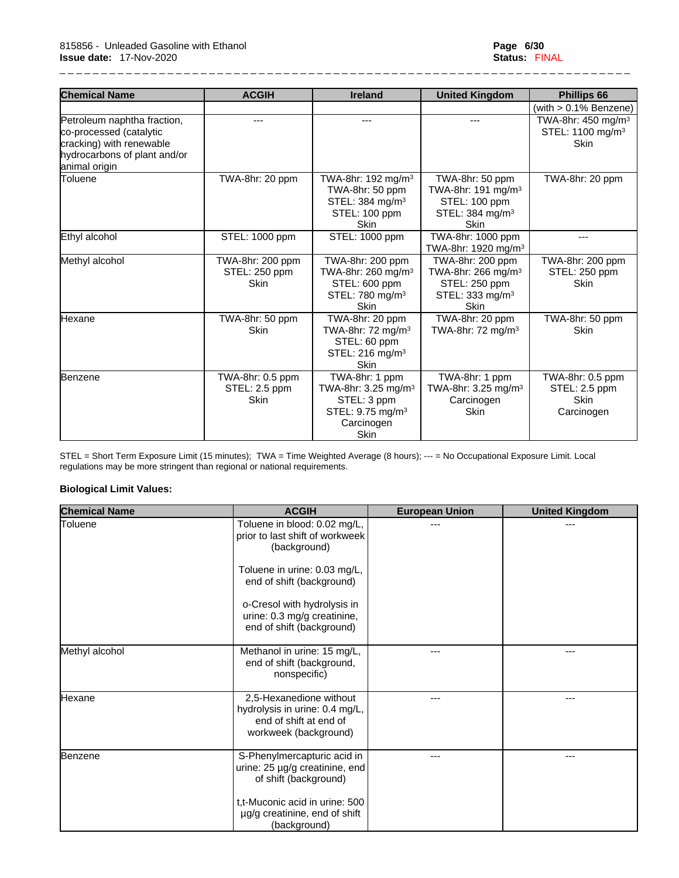| Chemical Name | ACGIH | Ireland | United Kingdom | Phillips 66 |
|---|---|---|---|---|
| | | | | (with > 0.1% Benzene) |
| Petroleum naphtha fraction, co-processed (catalytic cracking) with renewable hydrocarbons of plant and/or animal origin | --- | --- | --- | TWA-8hr: 450 mg/m³<br>STEL: 1100 mg/m³<br>Skin |
| Toluene | TWA-8hr: 20 ppm | TWA-8hr: 192 mg/m³<br>TWA-8hr: 50 ppm<br>STEL: 384 mg/m³<br>STEL: 100 ppm<br>Skin | TWA-8hr: 50 ppm<br>TWA-8hr: 191 mg/m³<br>STEL: 100 ppm<br>STEL: 384 mg/m³<br>Skin | TWA-8hr: 20 ppm |
| Ethyl alcohol | STEL: 1000 ppm | STEL: 1000 ppm | TWA-8hr: 1000 ppm<br>TWA-8hr: 1920 mg/m³ | --- |
| Methyl alcohol | TWA-8hr: 200 ppm<br>STEL: 250 ppm<br>Skin | TWA-8hr: 200 ppm<br>TWA-8hr: 260 mg/m³<br>STEL: 600 ppm<br>STEL: 780 mg/m³<br>Skin | TWA-8hr: 200 ppm<br>TWA-8hr: 266 mg/m³<br>STEL: 250 ppm<br>STEL: 333 mg/m³<br>Skin | TWA-8hr: 200 ppm<br>STEL: 250 ppm<br>Skin |
| Hexane | TWA-8hr: 50 ppm<br>Skin | TWA-8hr: 20 ppm<br>TWA-8hr: 72 mg/m³<br>STEL: 60 ppm<br>STEL: 216 mg/m³<br>Skin | TWA-8hr: 20 ppm<br>TWA-8hr: 72 mg/m³ | TWA-8hr: 50 ppm<br>Skin |
| Benzene | TWA-8hr: 0.5 ppm<br>STEL: 2.5 ppm<br>Skin | TWA-8hr: 1 ppm<br>TWA-8hr: 3.25 mg/m³<br>STEL: 3 ppm<br>STEL: 9.75 mg/m³<br>Carcinogen<br>Skin | TWA-8hr: 1 ppm<br>TWA-8hr: 3.25 mg/m³<br>Carcinogen<br>Skin | TWA-8hr: 0.5 ppm<br>STEL: 2.5 ppm<br>Skin<br>Carcinogen |

STEL = Short Term Exposure Limit (15 minutes); TWA = Time Weighted Average (8 hours); --- = No Occupational Exposure Limit. Local regulations may be more stringent than regional or national requirements.

**Biological Limit Values:**

| Chemical Name | ACGIH | European Union | United Kingdom |
|---|---|---|---|
| Toluene | Toluene in blood: 0.02 mg/L, prior to last shift of workweek (background)<br><br>Toluene in urine: 0.03 mg/L, end of shift (background)<br><br>o-Cresol with hydrolysis in urine: 0.3 mg/g creatinine, end of shift (background) | --- | --- |
| Methyl alcohol | Methanol in urine: 15 mg/L, end of shift (background, nonspecific) | --- | --- |
| Hexane | 2,5-Hexanedione without hydrolysis in urine: 0.4 mg/L, end of shift at end of workweek (background) | --- | --- |
| Benzene | S-Phenylmercapturic acid in urine: 25 µg/g creatinine, end of shift (background)<br><br>t,t-Muconic acid in urine: 500 µg/g creatinine, end of shift (background) | --- | --- |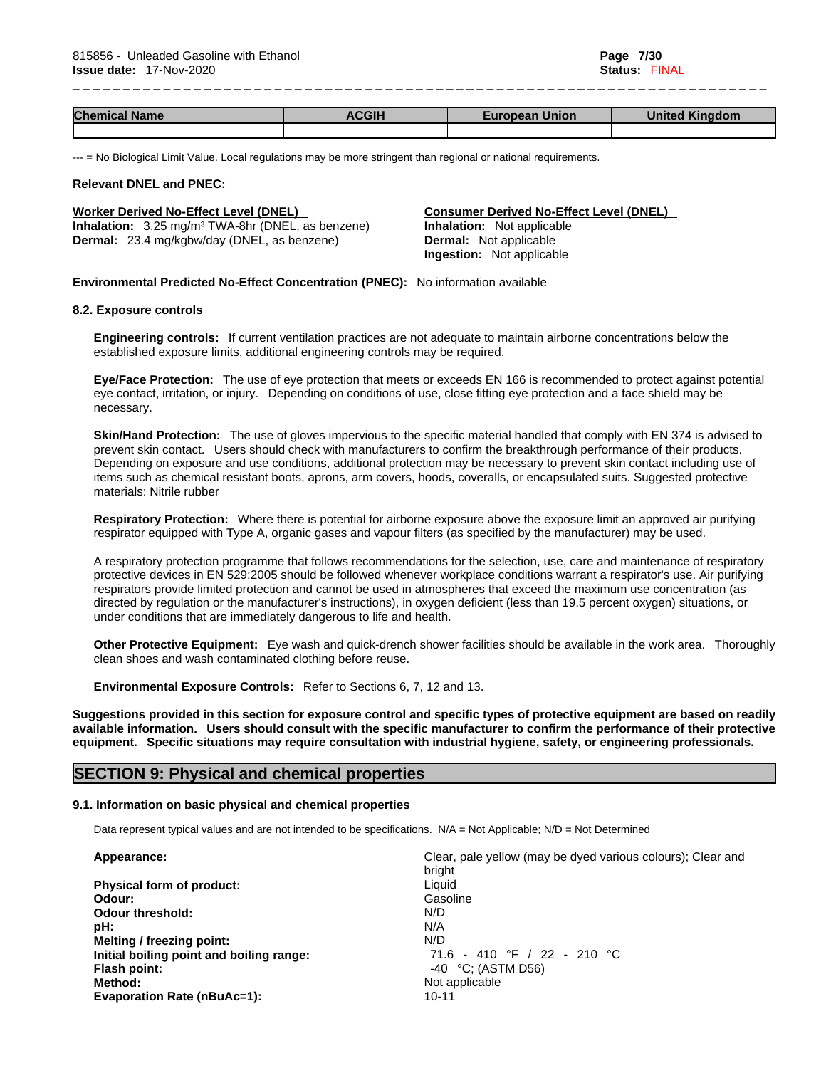| Chemical Name | ACGIH | European Union | United Kingdom |
|---|---|---|---|
| | | | |

--- = No Biological Limit Value. Local regulations may be more stringent than regional or national requirements.

**Relevant DNEL and PNEC:**

**Worker Derived No-Effect Level (DNEL)**
**Inhalation:** 3.25 mg/m³ TWA-8hr (DNEL, as benzene)
**Dermal:** 23.4 mg/kgbw/day (DNEL, as benzene)

**Consumer Derived No-Effect Level (DNEL)**
**Inhalation:** Not applicable
**Dermal:** Not applicable
**Ingestion:** Not applicable

**Environmental Predicted No-Effect Concentration (PNEC):** No information available

### 8.2. Exposure controls

**Engineering controls:** If current ventilation practices are not adequate to maintain airborne concentrations below the established exposure limits, additional engineering controls may be required.

**Eye/Face Protection:** The use of eye protection that meets or exceeds EN 166 is recommended to protect against potential eye contact, irritation, or injury. Depending on conditions of use, close fitting eye protection and a face shield may be necessary.

**Skin/Hand Protection:** The use of gloves impervious to the specific material handled that comply with EN 374 is advised to prevent skin contact. Users should check with manufacturers to confirm the breakthrough performance of their products. Depending on exposure and use conditions, additional protection may be necessary to prevent skin contact including use of items such as chemical resistant boots, aprons, arm covers, hoods, coveralls, or encapsulated suits. Suggested protective materials: Nitrile rubber

**Respiratory Protection:** Where there is potential for airborne exposure above the exposure limit an approved air purifying respirator equipped with Type A, organic gases and vapour filters (as specified by the manufacturer) may be used.

A respiratory protection programme that follows recommendations for the selection, use, care and maintenance of respiratory protective devices in EN 529:2005 should be followed whenever workplace conditions warrant a respirator's use. Air purifying respirators provide limited protection and cannot be used in atmospheres that exceed the maximum use concentration (as directed by regulation or the manufacturer's instructions), in oxygen deficient (less than 19.5 percent oxygen) situations, or under conditions that are immediately dangerous to life and health.

**Other Protective Equipment:** Eye wash and quick-drench shower facilities should be available in the work area. Thoroughly clean shoes and wash contaminated clothing before reuse.

**Environmental Exposure Controls:** Refer to Sections 6, 7, 12 and 13.

**Suggestions provided in this section for exposure control and specific types of protective equipment are based on readily available information. Users should consult with the specific manufacturer to confirm the performance of their protective equipment. Specific situations may require consultation with industrial hygiene, safety, or engineering professionals.**

## SECTION 9: Physical and chemical properties

### 9.1. Information on basic physical and chemical properties

Data represent typical values and are not intended to be specifications. N/A = Not Applicable; N/D = Not Determined

**Appearance:** Clear, pale yellow (may be dyed various colours); Clear and bright
**Physical form of product:** Liquid
**Odour:** Gasoline
**Odour threshold:** N/D
**pH:** N/A
**Melting / freezing point:** N/D
**Initial boiling point and boiling range:** 71.6 - 410 °F / 22 - 210 °C
**Flash point:** -40 °C; (ASTM D56)
**Method:** Not applicable
**Evaporation Rate (nBuAc=1):** 10-11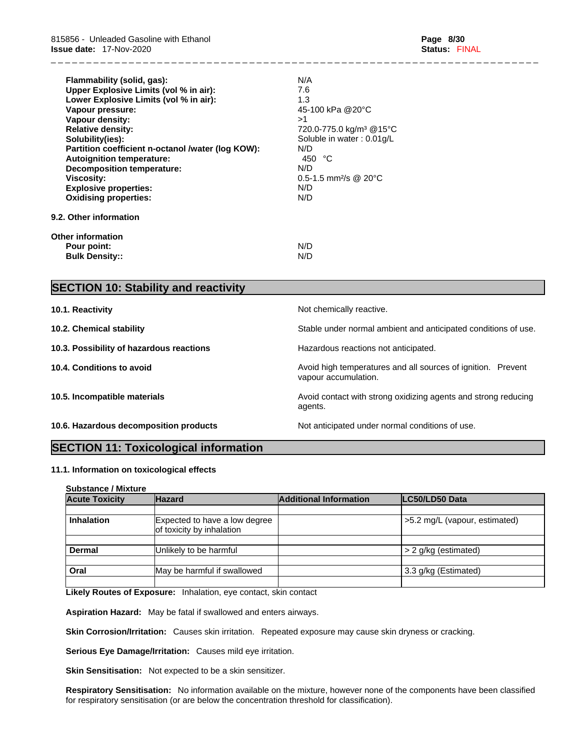| | |
|---|---|
| **Flammability (solid, gas):** | N/A |
| **Upper Explosive Limits (vol % in air):** | 7.6 |
| **Lower Explosive Limits (vol % in air):** | 1.3 |
| **Vapour pressure:** | 45-100 kPa @20°C |
| **Vapour density:** | >1 |
| **Relative density:** | 720.0-775.0 kg/m$^3$ @15°C |
| **Solubility(ies):** | Soluble in water : 0.01g/L |
| **Partition coefficient n-octanol /water (log KOW):** | N/D |
| **Autoignition temperature:** | 450 °C |
| **Decomposition temperature:** | N/D |
| **Viscosity:** | 0.5-1.5 mm$^2$/s @ 20°C |
| **Explosive properties:** | N/D |
| **Oxidising properties:** | N/D |

**9.2. Other information**

**Other information**

| | |
|---|---|
| **Pour point:** | N/D |
| **Bulk Density::** | N/D |

## SECTION 10: Stability and reactivity

**10.1. Reactivity** Not chemically reactive.

**10.2. Chemical stability** Stable under normal ambient and anticipated conditions of use.

**10.3. Possibility of hazardous reactions** Hazardous reactions not anticipated.

**10.4. Conditions to avoid** Avoid high temperatures and all sources of ignition. Prevent vapour accumulation.

**10.5. Incompatible materials** Avoid contact with strong oxidizing agents and strong reducing agents.

**10.6. Hazardous decomposition products** Not anticipated under normal conditions of use.

## SECTION 11: Toxicological information

**11.1. Information on toxicological effects**

**Substance / Mixture**

| Acute Toxicity | Hazard | Additional Information | LC50/LD50 Data |
|---|---|---|---|
| **Inhalation** | Expected to have a low degree of toxicity by inhalation | | >5.2 mg/L (vapour, estimated) |
| **Dermal** | Unlikely to be harmful | | > 2 g/kg (estimated) |
| **Oral** | May be harmful if swallowed | | 3.3 g/kg (Estimated) |

**Likely Routes of Exposure:** Inhalation, eye contact, skin contact

**Aspiration Hazard:** May be fatal if swallowed and enters airways.

**Skin Corrosion/Irritation:** Causes skin irritation. Repeated exposure may cause skin dryness or cracking.

**Serious Eye Damage/Irritation:** Causes mild eye irritation.

**Skin Sensitisation:** Not expected to be a skin sensitizer.

**Respiratory Sensitisation:** No information available on the mixture, however none of the components have been classified for respiratory sensitisation (or are below the concentration threshold for classification).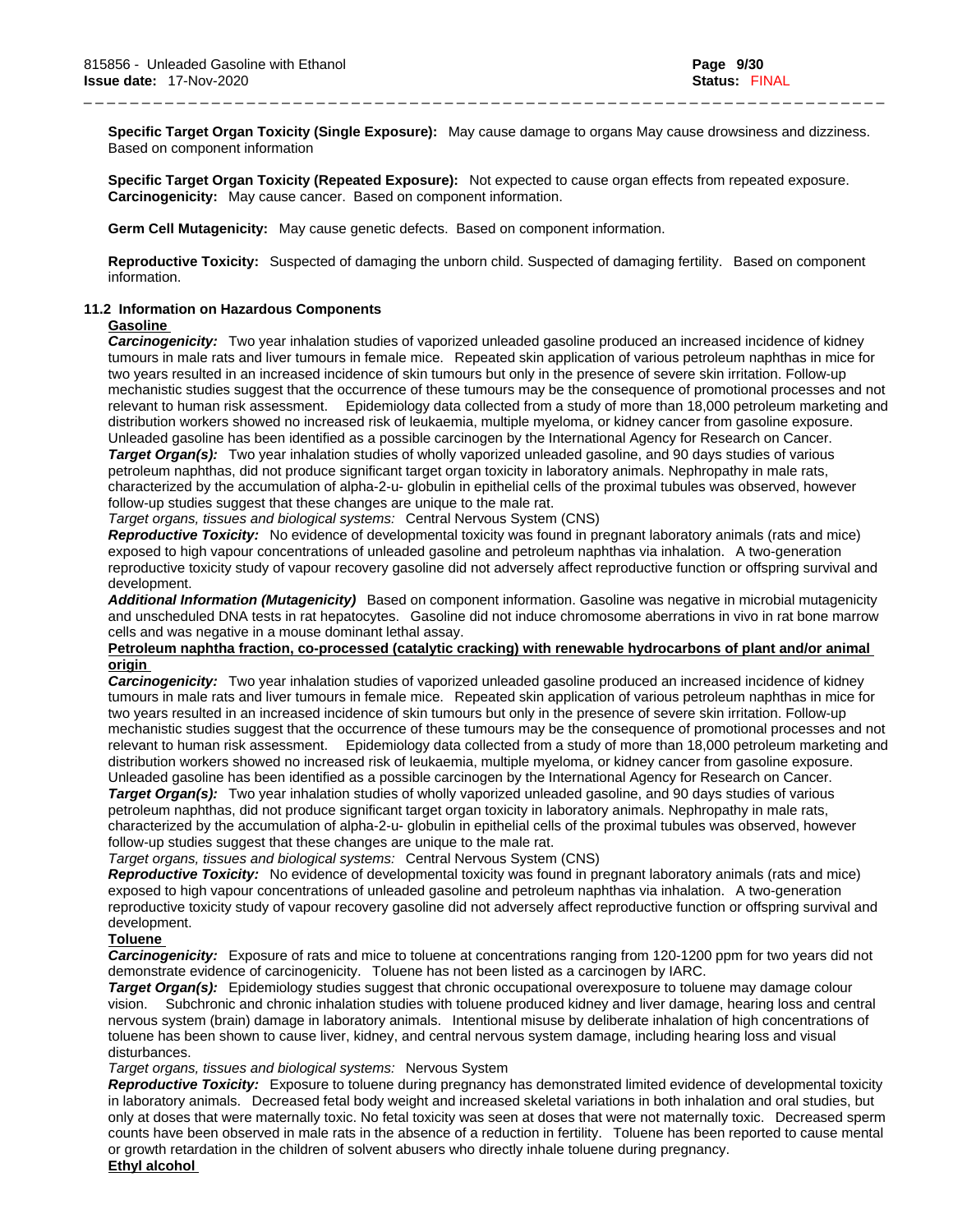**Specific Target Organ Toxicity (Single Exposure):** May cause damage to organs May cause drowsiness and dizziness. Based on component information

**Specific Target Organ Toxicity (Repeated Exposure):** Not expected to cause organ effects from repeated exposure.
**Carcinogenicity:** May cause cancer. Based on component information.

**Germ Cell Mutagenicity:** May cause genetic defects. Based on component information.

**Reproductive Toxicity:** Suspected of damaging the unborn child. Suspected of damaging fertility. Based on component information.

### 11.2 Information on Hazardous Components

**Gasoline**

***Carcinogenicity:*** Two year inhalation studies of vaporized unleaded gasoline produced an increased incidence of kidney tumours in male rats and liver tumours in female mice. Repeated skin application of various petroleum naphthas in mice for two years resulted in an increased incidence of skin tumours but only in the presence of severe skin irritation. Follow-up mechanistic studies suggest that the occurrence of these tumours may be the consequence of promotional processes and not relevant to human risk assessment. Epidemiology data collected from a study of more than 18,000 petroleum marketing and distribution workers showed no increased risk of leukaemia, multiple myeloma, or kidney cancer from gasoline exposure. Unleaded gasoline has been identified as a possible carcinogen by the International Agency for Research on Cancer.
***Target Organ(s):*** Two year inhalation studies of wholly vaporized unleaded gasoline, and 90 days studies of various petroleum naphthas, did not produce significant target organ toxicity in laboratory animals. Nephropathy in male rats, characterized by the accumulation of alpha-2-u- globulin in epithelial cells of the proximal tubules was observed, however follow-up studies suggest that these changes are unique to the male rat.
*Target organs, tissues and biological systems:* Central Nervous System (CNS)
***Reproductive Toxicity:*** No evidence of developmental toxicity was found in pregnant laboratory animals (rats and mice) exposed to high vapour concentrations of unleaded gasoline and petroleum naphthas via inhalation. A two-generation reproductive toxicity study of vapour recovery gasoline did not adversely affect reproductive function or offspring survival and development.
***Additional Information (Mutagenicity)*** Based on component information. Gasoline was negative in microbial mutagenicity and unscheduled DNA tests in rat hepatocytes. Gasoline did not induce chromosome aberrations in vivo in rat bone marrow cells and was negative in a mouse dominant lethal assay.

**Petroleum naphtha fraction, co-processed (catalytic cracking) with renewable hydrocarbons of plant and/or animal origin**

***Carcinogenicity:*** Two year inhalation studies of vaporized unleaded gasoline produced an increased incidence of kidney tumours in male rats and liver tumours in female mice. Repeated skin application of various petroleum naphthas in mice for two years resulted in an increased incidence of skin tumours but only in the presence of severe skin irritation. Follow-up mechanistic studies suggest that the occurrence of these tumours may be the consequence of promotional processes and not relevant to human risk assessment. Epidemiology data collected from a study of more than 18,000 petroleum marketing and distribution workers showed no increased risk of leukaemia, multiple myeloma, or kidney cancer from gasoline exposure. Unleaded gasoline has been identified as a possible carcinogen by the International Agency for Research on Cancer.
***Target Organ(s):*** Two year inhalation studies of wholly vaporized unleaded gasoline, and 90 days studies of various petroleum naphthas, did not produce significant target organ toxicity in laboratory animals. Nephropathy in male rats, characterized by the accumulation of alpha-2-u- globulin in epithelial cells of the proximal tubules was observed, however follow-up studies suggest that these changes are unique to the male rat.
*Target organs, tissues and biological systems:* Central Nervous System (CNS)
***Reproductive Toxicity:*** No evidence of developmental toxicity was found in pregnant laboratory animals (rats and mice) exposed to high vapour concentrations of unleaded gasoline and petroleum naphthas via inhalation. A two-generation reproductive toxicity study of vapour recovery gasoline did not adversely affect reproductive function or offspring survival and development.

**Toluene**

***Carcinogenicity:*** Exposure of rats and mice to toluene at concentrations ranging from 120-1200 ppm for two years did not demonstrate evidence of carcinogenicity. Toluene has not been listed as a carcinogen by IARC.
***Target Organ(s):*** Epidemiology studies suggest that chronic occupational overexposure to toluene may damage colour vision. Subchronic and chronic inhalation studies with toluene produced kidney and liver damage, hearing loss and central nervous system (brain) damage in laboratory animals. Intentional misuse by deliberate inhalation of high concentrations of toluene has been shown to cause liver, kidney, and central nervous system damage, including hearing loss and visual disturbances.
*Target organs, tissues and biological systems:* Nervous System
***Reproductive Toxicity:*** Exposure to toluene during pregnancy has demonstrated limited evidence of developmental toxicity in laboratory animals. Decreased fetal body weight and increased skeletal variations in both inhalation and oral studies, but only at doses that were maternally toxic. No fetal toxicity was seen at doses that were not maternally toxic. Decreased sperm counts have been observed in male rats in the absence of a reduction in fertility. Toluene has been reported to cause mental or growth retardation in the children of solvent abusers who directly inhale toluene during pregnancy.

**Ethyl alcohol**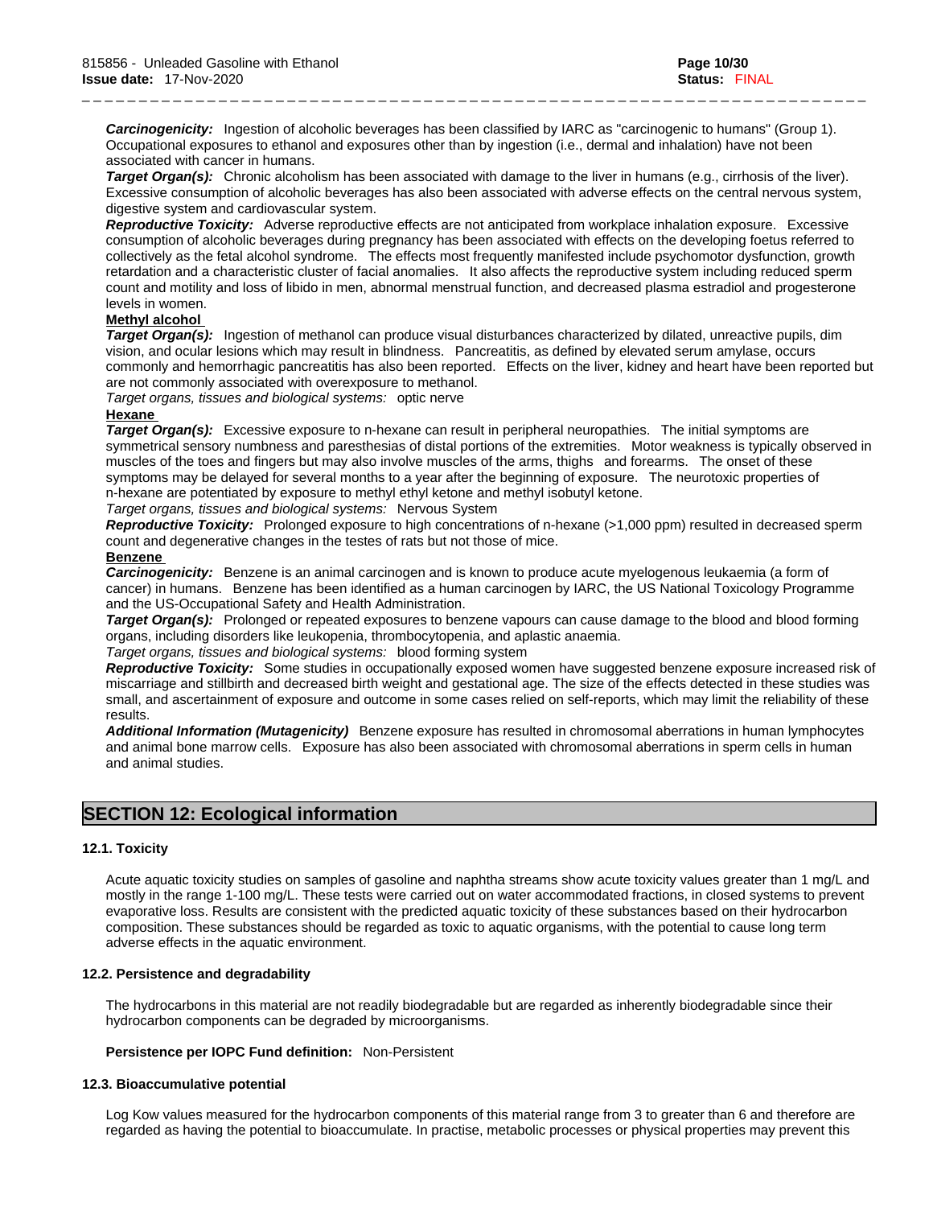***Carcinogenicity:*** Ingestion of alcoholic beverages has been classified by IARC as "carcinogenic to humans" (Group 1). Occupational exposures to ethanol and exposures other than by ingestion (i.e., dermal and inhalation) have not been associated with cancer in humans.

***Target Organ(s):*** Chronic alcoholism has been associated with damage to the liver in humans (e.g., cirrhosis of the liver). Excessive consumption of alcoholic beverages has also been associated with adverse effects on the central nervous system, digestive system and cardiovascular system.

***Reproductive Toxicity:*** Adverse reproductive effects are not anticipated from workplace inhalation exposure. Excessive consumption of alcoholic beverages during pregnancy has been associated with effects on the developing foetus referred to collectively as the fetal alcohol syndrome. The effects most frequently manifested include psychomotor dysfunction, growth retardation and a characteristic cluster of facial anomalies. It also affects the reproductive system including reduced sperm count and motility and loss of libido in men, abnormal menstrual function, and decreased plasma estradiol and progesterone levels in women.

**Methyl alcohol**

***Target Organ(s):*** Ingestion of methanol can produce visual disturbances characterized by dilated, unreactive pupils, dim vision, and ocular lesions which may result in blindness. Pancreatitis, as defined by elevated serum amylase, occurs commonly and hemorrhagic pancreatitis has also been reported. Effects on the liver, kidney and heart have been reported but are not commonly associated with overexposure to methanol.

*Target organs, tissues and biological systems:* optic nerve

**Hexane**

***Target Organ(s):*** Excessive exposure to n-hexane can result in peripheral neuropathies. The initial symptoms are symmetrical sensory numbness and paresthesias of distal portions of the extremities. Motor weakness is typically observed in muscles of the toes and fingers but may also involve muscles of the arms, thighs and forearms. The onset of these symptoms may be delayed for several months to a year after the beginning of exposure. The neurotoxic properties of n-hexane are potentiated by exposure to methyl ethyl ketone and methyl isobutyl ketone.

*Target organs, tissues and biological systems:* Nervous System

***Reproductive Toxicity:*** Prolonged exposure to high concentrations of n-hexane (>1,000 ppm) resulted in decreased sperm count and degenerative changes in the testes of rats but not those of mice.

**Benzene**

***Carcinogenicity:*** Benzene is an animal carcinogen and is known to produce acute myelogenous leukaemia (a form of cancer) in humans. Benzene has been identified as a human carcinogen by IARC, the US National Toxicology Programme and the US-Occupational Safety and Health Administration.

***Target Organ(s):*** Prolonged or repeated exposures to benzene vapours can cause damage to the blood and blood forming organs, including disorders like leukopenia, thrombocytopenia, and aplastic anaemia.

*Target organs, tissues and biological systems:* blood forming system

***Reproductive Toxicity:*** Some studies in occupationally exposed women have suggested benzene exposure increased risk of miscarriage and stillbirth and decreased birth weight and gestational age. The size of the effects detected in these studies was small, and ascertainment of exposure and outcome in some cases relied on self-reports, which may limit the reliability of these results.

***Additional Information (Mutagenicity)*** Benzene exposure has resulted in chromosomal aberrations in human lymphocytes and animal bone marrow cells. Exposure has also been associated with chromosomal aberrations in sperm cells in human and animal studies.

## SECTION 12: Ecological information

### 12.1. Toxicity

Acute aquatic toxicity studies on samples of gasoline and naphtha streams show acute toxicity values greater than 1 mg/L and mostly in the range 1-100 mg/L. These tests were carried out on water accommodated fractions, in closed systems to prevent evaporative loss. Results are consistent with the predicted aquatic toxicity of these substances based on their hydrocarbon composition. These substances should be regarded as toxic to aquatic organisms, with the potential to cause long term adverse effects in the aquatic environment.

### 12.2. Persistence and degradability

The hydrocarbons in this material are not readily biodegradable but are regarded as inherently biodegradable since their hydrocarbon components can be degraded by microorganisms.

**Persistence per IOPC Fund definition:** Non-Persistent

### 12.3. Bioaccumulative potential

Log Kow values measured for the hydrocarbon components of this material range from 3 to greater than 6 and therefore are regarded as having the potential to bioaccumulate. In practise, metabolic processes or physical properties may prevent this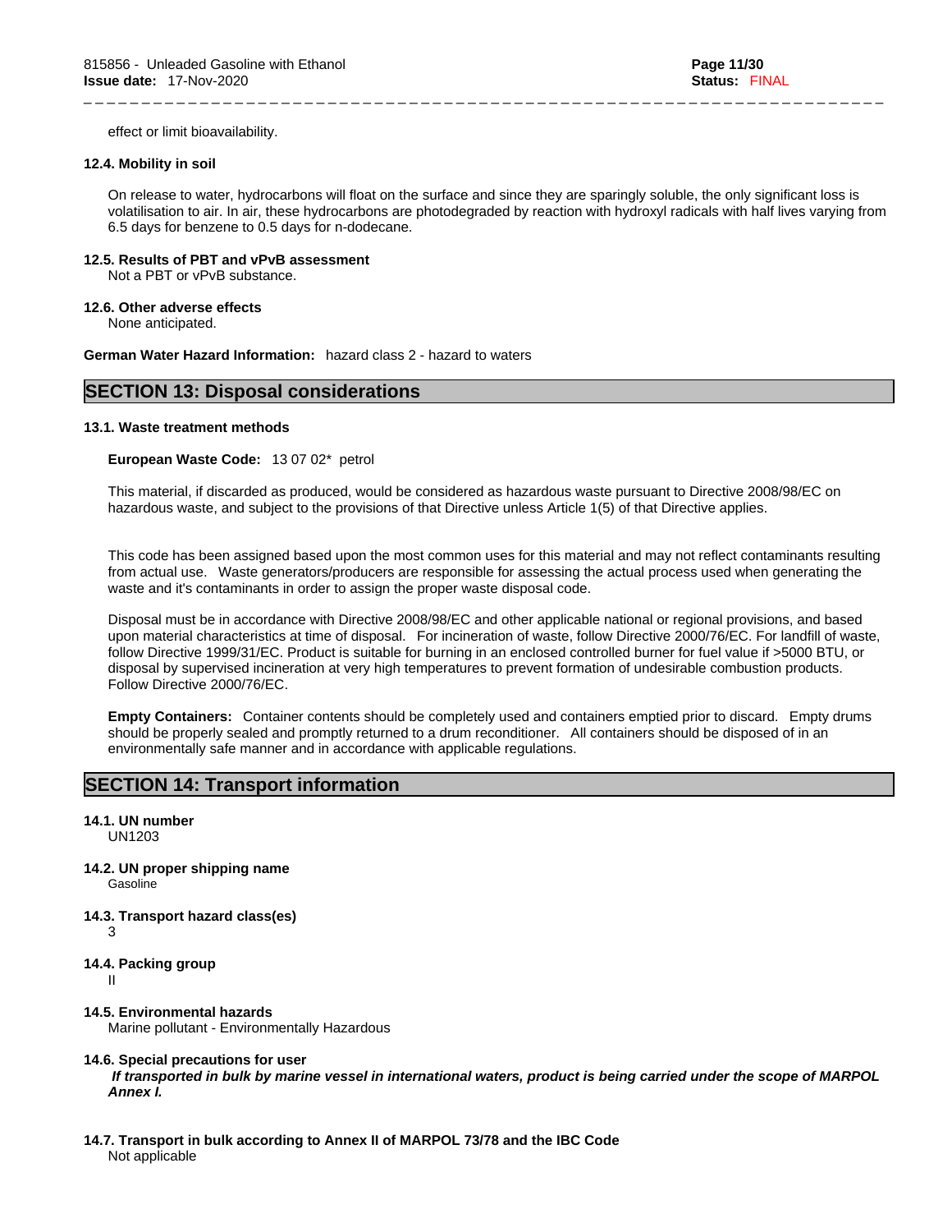effect or limit bioavailability.

### 12.4. Mobility in soil

On release to water, hydrocarbons will float on the surface and since they are sparingly soluble, the only significant loss is volatilisation to air. In air, these hydrocarbons are photodegraded by reaction with hydroxyl radicals with half lives varying from 6.5 days for benzene to 0.5 days for n-dodecane.

### 12.5. Results of PBT and vPvB assessment

Not a PBT or vPvB substance.

### 12.6. Other adverse effects

None anticipated.

**German Water Hazard Information:** hazard class 2 - hazard to waters

## SECTION 13: Disposal considerations

### 13.1. Waste treatment methods

**European Waste Code:** 13 07 02* petrol

This material, if discarded as produced, would be considered as hazardous waste pursuant to Directive 2008/98/EC on hazardous waste, and subject to the provisions of that Directive unless Article 1(5) of that Directive applies.

This code has been assigned based upon the most common uses for this material and may not reflect contaminants resulting from actual use. Waste generators/producers are responsible for assessing the actual process used when generating the waste and it's contaminants in order to assign the proper waste disposal code.

Disposal must be in accordance with Directive 2008/98/EC and other applicable national or regional provisions, and based upon material characteristics at time of disposal. For incineration of waste, follow Directive 2000/76/EC. For landfill of waste, follow Directive 1999/31/EC. Product is suitable for burning in an enclosed controlled burner for fuel value if >5000 BTU, or disposal by supervised incineration at very high temperatures to prevent formation of undesirable combustion products. Follow Directive 2000/76/EC.

**Empty Containers:** Container contents should be completely used and containers emptied prior to discard. Empty drums should be properly sealed and promptly returned to a drum reconditioner. All containers should be disposed of in an environmentally safe manner and in accordance with applicable regulations.

## SECTION 14: Transport information

### 14.1. UN number

UN1203

### 14.2. UN proper shipping name

Gasoline

### 14.3. Transport hazard class(es)

3

### 14.4. Packing group

II

### 14.5. Environmental hazards

Marine pollutant - Environmentally Hazardous

### 14.6. Special precautions for user

***If transported in bulk by marine vessel in international waters, product is being carried under the scope of MARPOL Annex I.***

### 14.7. Transport in bulk according to Annex II of MARPOL 73/78 and the IBC Code

Not applicable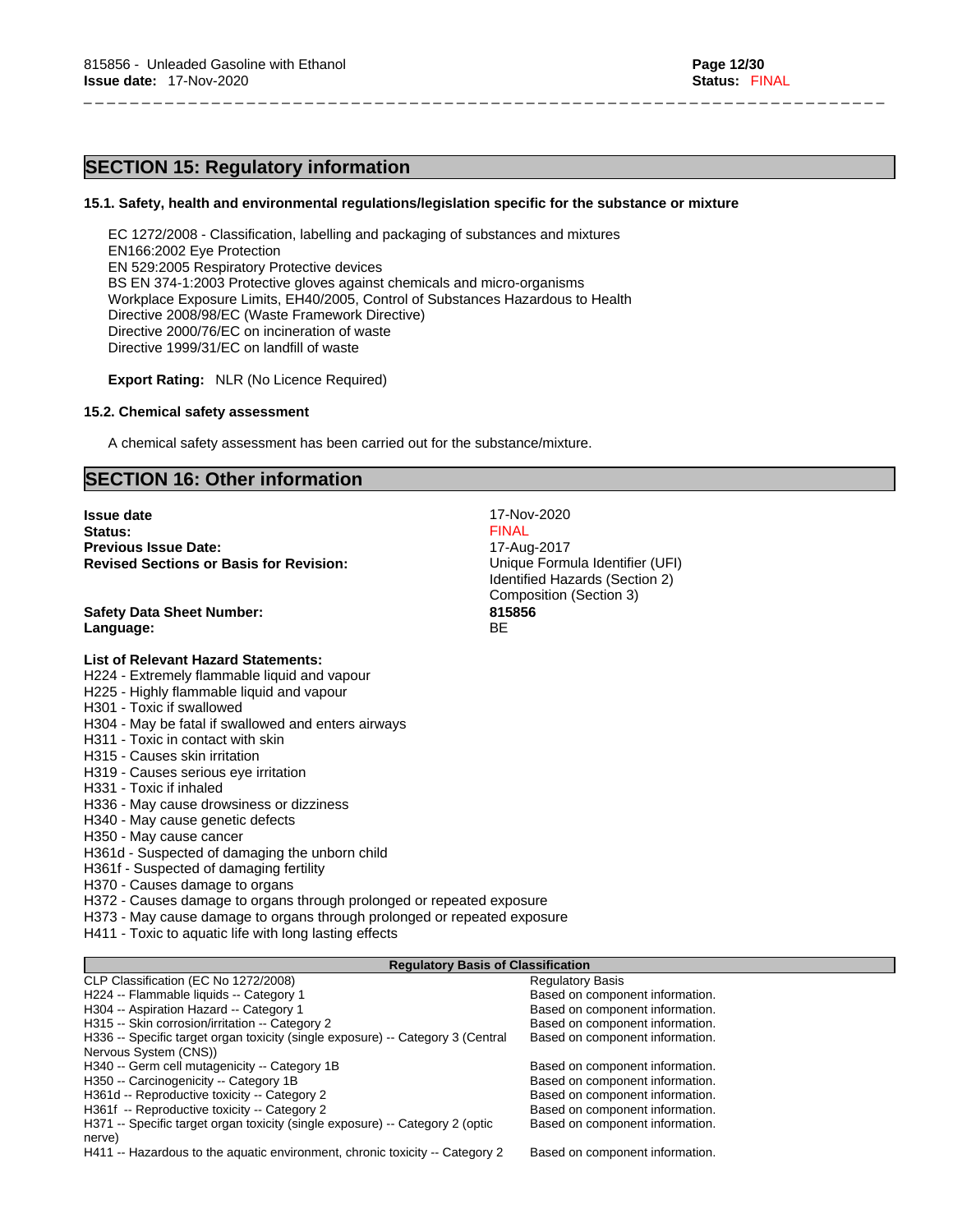## SECTION 15: Regulatory information

### 15.1. Safety, health and environmental regulations/legislation specific for the substance or mixture

EC 1272/2008 - Classification, labelling and packaging of substances and mixtures
EN166:2002 Eye Protection
EN 529:2005 Respiratory Protective devices
BS EN 374-1:2003 Protective gloves against chemicals and micro-organisms
Workplace Exposure Limits, EH40/2005, Control of Substances Hazardous to Health
Directive 2008/98/EC (Waste Framework Directive)
Directive 2000/76/EC on incineration of waste
Directive 1999/31/EC on landfill of waste

**Export Rating:** NLR (No Licence Required)

### 15.2. Chemical safety assessment

A chemical safety assessment has been carried out for the substance/mixture.

## SECTION 16: Other information

**Issue date** 17-Nov-2020
**Status:** FINAL
**Previous Issue Date:** 17-Aug-2017
**Revised Sections or Basis for Revision:** Unique Formula Identifier (UFI)
Identified Hazards (Section 2)
Composition (Section 3)

**Safety Data Sheet Number:** **815856**
**Language:** BE

**List of Relevant Hazard Statements:**
H224 - Extremely flammable liquid and vapour
H225 - Highly flammable liquid and vapour
H301 - Toxic if swallowed
H304 - May be fatal if swallowed and enters airways
H311 - Toxic in contact with skin
H315 - Causes skin irritation
H319 - Causes serious eye irritation
H331 - Toxic if inhaled
H336 - May cause drowsiness or dizziness
H340 - May cause genetic defects
H350 - May cause cancer
H361d - Suspected of damaging the unborn child
H361f - Suspected of damaging fertility
H370 - Causes damage to organs
H372 - Causes damage to organs through prolonged or repeated exposure
H373 - May cause damage to organs through prolonged or repeated exposure
H411 - Toxic to aquatic life with long lasting effects

| Regulatory Basis of Classification | |
|---|---|
| CLP Classification (EC No 1272/2008) | Regulatory Basis |
| H224 -- Flammable liquids -- Category 1 | Based on component information. |
| H304 -- Aspiration Hazard -- Category 1 | Based on component information. |
| H315 -- Skin corrosion/irritation -- Category 2 | Based on component information. |
| H336 -- Specific target organ toxicity (single exposure) -- Category 3 (Central Nervous System (CNS)) | Based on component information. |
| H340 -- Germ cell mutagenicity -- Category 1B | Based on component information. |
| H350 -- Carcinogenicity -- Category 1B | Based on component information. |
| H361d -- Reproductive toxicity -- Category 2 | Based on component information. |
| H361f -- Reproductive toxicity -- Category 2 | Based on component information. |
| H371 -- Specific target organ toxicity (single exposure) -- Category 2 (optic nerve) | Based on component information. |
| H411 -- Hazardous to the aquatic environment, chronic toxicity -- Category 2 | Based on component information. |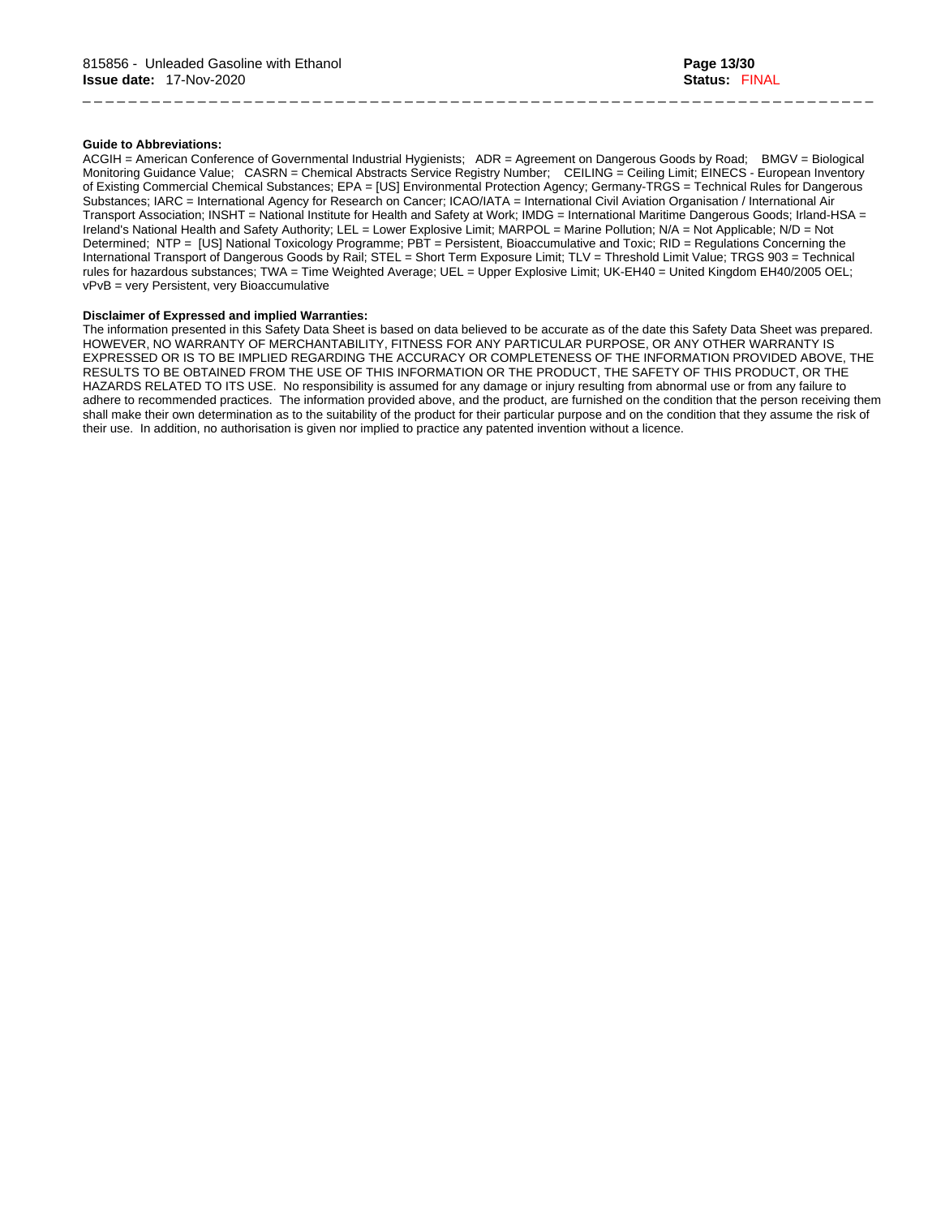**Guide to Abbreviations:**

ACGIH = American Conference of Governmental Industrial Hygienists;   ADR = Agreement on Dangerous Goods by Road;    BMGV = Biological Monitoring Guidance Value;   CASRN = Chemical Abstracts Service Registry Number;    CEILING = Ceiling Limit; EINECS - European Inventory of Existing Commercial Chemical Substances; EPA = [US] Environmental Protection Agency; Germany-TRGS = Technical Rules for Dangerous Substances; IARC = International Agency for Research on Cancer; ICAO/IATA = International Civil Aviation Organisation / International Air Transport Association; INSHT = National Institute for Health and Safety at Work; IMDG = International Maritime Dangerous Goods; Irland-HSA = Ireland's National Health and Safety Authority; LEL = Lower Explosive Limit; MARPOL = Marine Pollution; N/A = Not Applicable; N/D = Not Determined;  NTP =  [US] National Toxicology Programme; PBT = Persistent, Bioaccumulative and Toxic; RID = Regulations Concerning the International Transport of Dangerous Goods by Rail; STEL = Short Term Exposure Limit; TLV = Threshold Limit Value; TRGS 903 = Technical rules for hazardous substances; TWA = Time Weighted Average; UEL = Upper Explosive Limit; UK-EH40 = United Kingdom EH40/2005 OEL; vPvB = very Persistent, very Bioaccumulative

**Disclaimer of Expressed and implied Warranties:**

The information presented in this Safety Data Sheet is based on data believed to be accurate as of the date this Safety Data Sheet was prepared. HOWEVER, NO WARRANTY OF MERCHANTABILITY, FITNESS FOR ANY PARTICULAR PURPOSE, OR ANY OTHER WARRANTY IS EXPRESSED OR IS TO BE IMPLIED REGARDING THE ACCURACY OR COMPLETENESS OF THE INFORMATION PROVIDED ABOVE, THE RESULTS TO BE OBTAINED FROM THE USE OF THIS INFORMATION OR THE PRODUCT, THE SAFETY OF THIS PRODUCT, OR THE HAZARDS RELATED TO ITS USE.  No responsibility is assumed for any damage or injury resulting from abnormal use or from any failure to adhere to recommended practices.  The information provided above, and the product, are furnished on the condition that the person receiving them shall make their own determination as to the suitability of the product for their particular purpose and on the condition that they assume the risk of their use.  In addition, no authorisation is given nor implied to practice any patented invention without a licence.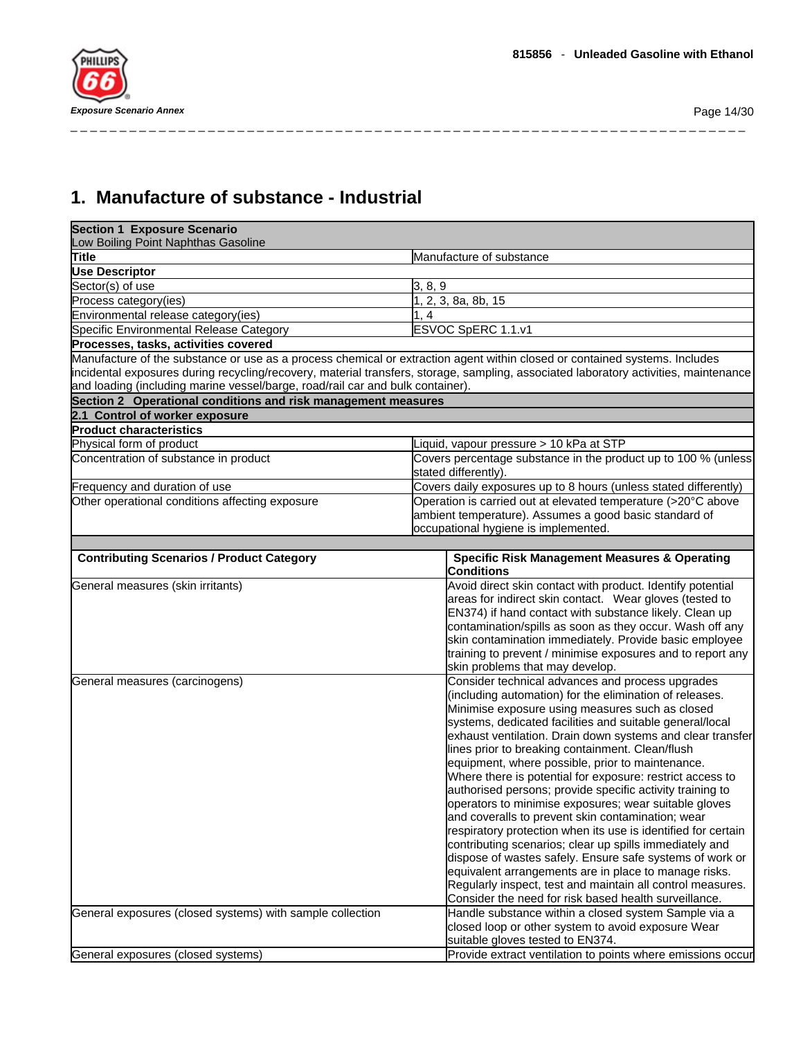# 1. Manufacture of substance - Industrial

| **Section 1 Exposure Scenario** Low Boiling Point Naphthas Gasoline | |
|---|---|
| **Title** | Manufacture of substance |
| **Use Descriptor** | |
| Sector(s) of use | 3, 8, 9 |
| Process category(ies) | 1, 2, 3, 8a, 8b, 15 |
| Environmental release category(ies) | 1, 4 |
| Specific Environmental Release Category | ESVOC SpERC 1.1.v1 |
| **Processes, tasks, activities covered** | |
| Manufacture of the substance or use as a process chemical or extraction agent within closed or contained systems. Includes incidental exposures during recycling/recovery, material transfers, storage, sampling, associated laboratory activities, maintenance and loading (including marine vessel/barge, road/rail car and bulk container). | |
| **Section 2 Operational conditions and risk management measures** | |
| **2.1 Control of worker exposure** | |
| **Product characteristics** | |
| Physical form of product | Liquid, vapour pressure > 10 kPa at STP |
| Concentration of substance in product | Covers percentage substance in the product up to 100 % (unless stated differently). |
| Frequency and duration of use | Covers daily exposures up to 8 hours (unless stated differently) |
| Other operational conditions affecting exposure | Operation is carried out at elevated temperature (>20°C above ambient temperature). Assumes a good basic standard of occupational hygiene is implemented. |

| **Contributing Scenarios / Product Category** | **Specific Risk Management Measures & Operating Conditions** |
|---|---|
| General measures (skin irritants) | Avoid direct skin contact with product. Identify potential areas for indirect skin contact. Wear gloves (tested to EN374) if hand contact with substance likely. Clean up contamination/spills as soon as they occur. Wash off any skin contamination immediately. Provide basic employee training to prevent / minimise exposures and to report any skin problems that may develop. |
| General measures (carcinogens) | Consider technical advances and process upgrades (including automation) for the elimination of releases. Minimise exposure using measures such as closed systems, dedicated facilities and suitable general/local exhaust ventilation. Drain down systems and clear transfer lines prior to breaking containment. Clean/flush equipment, where possible, prior to maintenance. Where there is potential for exposure: restrict access to authorised persons; provide specific activity training to operators to minimise exposures; wear suitable gloves and coveralls to prevent skin contamination; wear respiratory protection when its use is identified for certain contributing scenarios; clear up spills immediately and dispose of wastes safely. Ensure safe systems of work or equivalent arrangements are in place to manage risks. Regularly inspect, test and maintain all control measures. Consider the need for risk based health surveillance. |
| General exposures (closed systems) with sample collection | Handle substance within a closed system Sample via a closed loop or other system to avoid exposure Wear suitable gloves tested to EN374. |
| General exposures (closed systems) | Provide extract ventilation to points where emissions occur |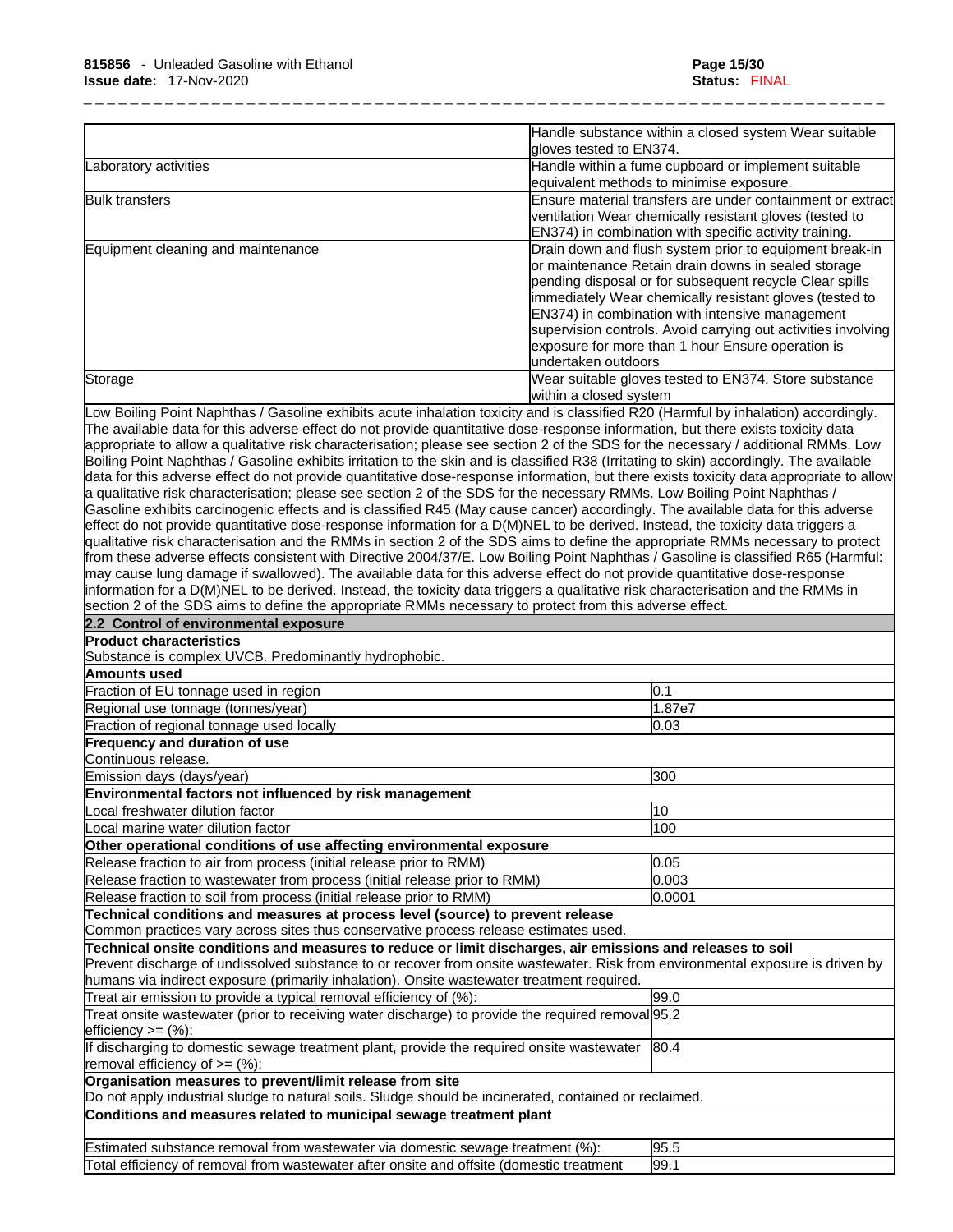| | |
|---|---|
| | Handle substance within a closed system Wear suitable gloves tested to EN374. |
| Laboratory activities | Handle within a fume cupboard or implement suitable equivalent methods to minimise exposure. |
| Bulk transfers | Ensure material transfers are under containment or extract ventilation Wear chemically resistant gloves (tested to EN374) in combination with specific activity training. |
| Equipment cleaning and maintenance | Drain down and flush system prior to equipment break-in or maintenance Retain drain downs in sealed storage pending disposal or for subsequent recycle Clear spills immediately Wear chemically resistant gloves (tested to EN374) in combination with intensive management supervision controls. Avoid carrying out activities involving exposure for more than 1 hour Ensure operation is undertaken outdoors |
| Storage | Wear suitable gloves tested to EN374. Store substance within a closed system |

Low Boiling Point Naphthas / Gasoline exhibits acute inhalation toxicity and is classified R20 (Harmful by inhalation) accordingly. The available data for this adverse effect do not provide quantitative dose-response information, but there exists toxicity data appropriate to allow a qualitative risk characterisation; please see section 2 of the SDS for the necessary / additional RMMs. Low Boiling Point Naphthas / Gasoline exhibits irritation to the skin and is classified R38 (Irritating to skin) accordingly. The available data for this adverse effect do not provide quantitative dose-response information, but there exists toxicity data appropriate to allow a qualitative risk characterisation; please see section 2 of the SDS for the necessary RMMs. Low Boiling Point Naphthas / Gasoline exhibits carcinogenic effects and is classified R45 (May cause cancer) accordingly. The available data for this adverse effect do not provide quantitative dose-response information for a D(M)NEL to be derived. Instead, the toxicity data triggers a qualitative risk characterisation and the RMMs in section 2 of the SDS aims to define the appropriate RMMs necessary to protect from these adverse effects consistent with Directive 2004/37/E. Low Boiling Point Naphthas / Gasoline is classified R65 (Harmful: may cause lung damage if swallowed). The available data for this adverse effect do not provide quantitative dose-response information for a D(M)NEL to be derived. Instead, the toxicity data triggers a qualitative risk characterisation and the RMMs in section 2 of the SDS aims to define the appropriate RMMs necessary to protect from this adverse effect.

## 2.2 Control of environmental exposure

**Product characteristics**

Substance is complex UVCB. Predominantly hydrophobic.

**Amounts used**

| | |
|---|---|
| Fraction of EU tonnage used in region | 0.1 |
| Regional use tonnage (tonnes/year) | 1.87e7 |
| Fraction of regional tonnage used locally | 0.03 |

**Frequency and duration of use**

Continuous release.

| | |
|---|---|
| Emission days (days/year) | 300 |

**Environmental factors not influenced by risk management**

| | |
|---|---|
| Local freshwater dilution factor | 10 |
| Local marine water dilution factor | 100 |

**Other operational conditions of use affecting environmental exposure**

| | |
|---|---|
| Release fraction to air from process (initial release prior to RMM) | 0.05 |
| Release fraction to wastewater from process (initial release prior to RMM) | 0.003 |
| Release fraction to soil from process (initial release prior to RMM) | 0.0001 |

**Technical conditions and measures at process level (source) to prevent release**

Common practices vary across sites thus conservative process release estimates used.

**Technical onsite conditions and measures to reduce or limit discharges, air emissions and releases to soil**

Prevent discharge of undissolved substance to or recover from onsite wastewater. Risk from environmental exposure is driven by humans via indirect exposure (primarily inhalation). Onsite wastewater treatment required.

| | |
|---|---|
| Treat air emission to provide a typical removal efficiency of (%): | 99.0 |
| Treat onsite wastewater (prior to receiving water discharge) to provide the required removal efficiency >= (%): | 95.2 |
| If discharging to domestic sewage treatment plant, provide the required onsite wastewater removal efficiency of >= (%): | 80.4 |

**Organisation measures to prevent/limit release from site**

Do not apply industrial sludge to natural soils. Sludge should be incinerated, contained or reclaimed.

**Conditions and measures related to municipal sewage treatment plant**

| | |
|---|---|
| Estimated substance removal from wastewater via domestic sewage treatment (%): | 95.5 |
| Total efficiency of removal from wastewater after onsite and offsite (domestic treatment | 99.1 |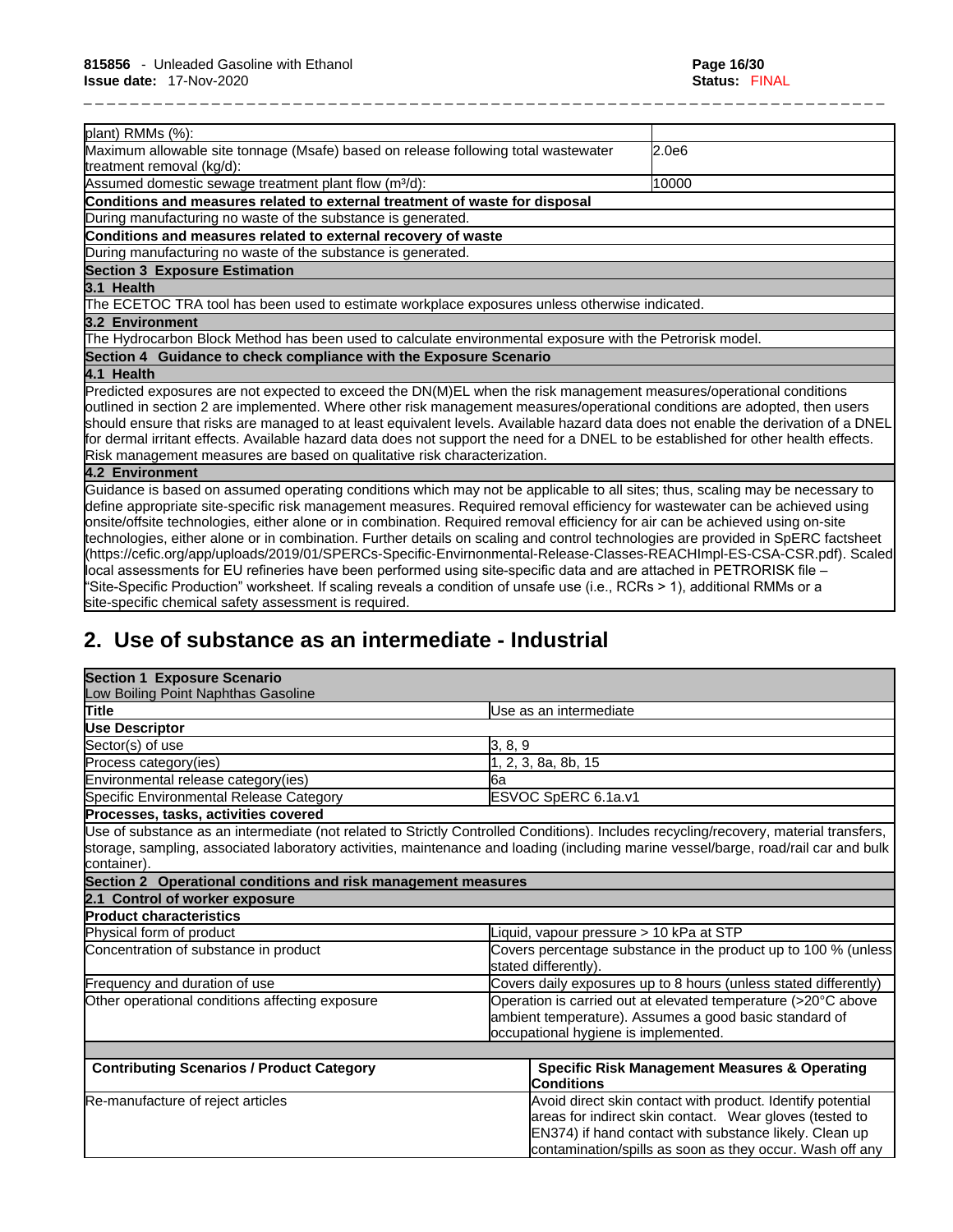| | |
|---|---|
| plant) RMMs (%): | |
| Maximum allowable site tonnage (Msafe) based on release following total wastewater treatment removal (kg/d): | 2.0e6 |
| Assumed domestic sewage treatment plant flow (m³/d): | 10000 |
| **Conditions and measures related to external treatment of waste for disposal** | |
| During manufacturing no waste of the substance is generated. | |
| **Conditions and measures related to external recovery of waste** | |
| During manufacturing no waste of the substance is generated. | |
| **Section 3 Exposure Estimation** | |
| **3.1 Health** | |
| The ECETOC TRA tool has been used to estimate workplace exposures unless otherwise indicated. | |
| **3.2 Environment** | |
| The Hydrocarbon Block Method has been used to calculate environmental exposure with the Petrorisk model. | |
| **Section 4 Guidance to check compliance with the Exposure Scenario** | |
| **4.1 Health** | |
| Predicted exposures are not expected to exceed the DN(M)EL when the risk management measures/operational conditions outlined in section 2 are implemented. Where other risk management measures/operational conditions are adopted, then users should ensure that risks are managed to at least equivalent levels. Available hazard data does not enable the derivation of a DNEL for dermal irritant effects. Available hazard data does not support the need for a DNEL to be established for other health effects. Risk management measures are based on qualitative risk characterization. | |
| **4.2 Environment** | |
| Guidance is based on assumed operating conditions which may not be applicable to all sites; thus, scaling may be necessary to define appropriate site-specific risk management measures. Required removal efficiency for wastewater can be achieved using onsite/offsite technologies, either alone or in combination. Required removal efficiency for air can be achieved using on-site technologies, either alone or in combination. Further details on scaling and control technologies are provided in SpERC factsheet (https://cefic.org/app/uploads/2019/01/SPERCs-Specific-Envirnonmental-Release-Classes-REACHImpl-ES-CSA-CSR.pdf). Scaled local assessments for EU refineries have been performed using site-specific data and are attached in PETRORISK file – "Site-Specific Production" worksheet. If scaling reveals a condition of unsafe use (i.e., RCRs > 1), additional RMMs or a site-specific chemical safety assessment is required. | |

## 2. Use of substance as an intermediate - Industrial

| | |
|---|---|
| **Section 1 Exposure Scenario** Low Boiling Point Naphthas Gasoline | |
| **Title** | Use as an intermediate |
| **Use Descriptor** | |
| Sector(s) of use | 3, 8, 9 |
| Process category(ies) | 1, 2, 3, 8a, 8b, 15 |
| Environmental release category(ies) | 6a |
| Specific Environmental Release Category | ESVOC SpERC 6.1a.v1 |
| **Processes, tasks, activities covered** | |
| Use of substance as an intermediate (not related to Strictly Controlled Conditions). Includes recycling/recovery, material transfers, storage, sampling, associated laboratory activities, maintenance and loading (including marine vessel/barge, road/rail car and bulk container). | |
| **Section 2 Operational conditions and risk management measures** | |
| **2.1 Control of worker exposure** | |
| **Product characteristics** | |
| Physical form of product | Liquid, vapour pressure > 10 kPa at STP |
| Concentration of substance in product | Covers percentage substance in the product up to 100 % (unless stated differently). |
| Frequency and duration of use | Covers daily exposures up to 8 hours (unless stated differently) |
| Other operational conditions affecting exposure | Operation is carried out at elevated temperature (>20°C above ambient temperature). Assumes a good basic standard of occupational hygiene is implemented. |

| Contributing Scenarios / Product Category | Specific Risk Management Measures & Operating Conditions |
|---|---|
| Re-manufacture of reject articles | Avoid direct skin contact with product. Identify potential areas for indirect skin contact. Wear gloves (tested to EN374) if hand contact with substance likely. Clean up contamination/spills as soon as they occur. Wash off any |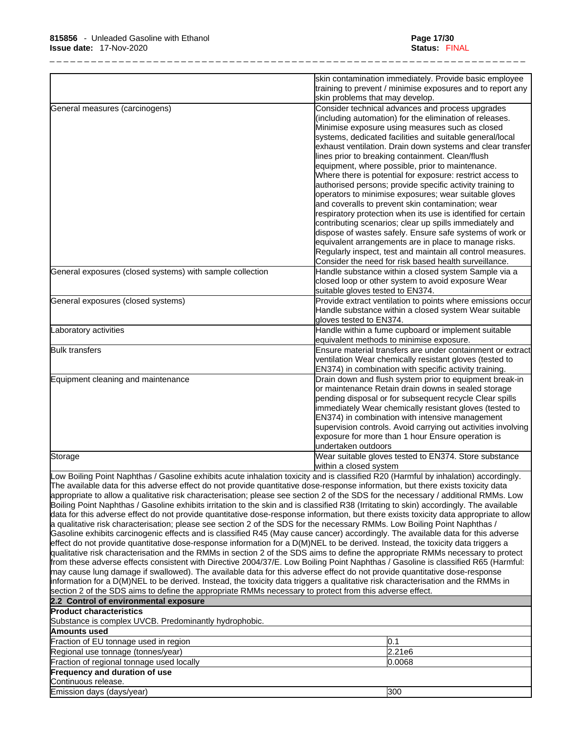| | |
|---|---|
| | skin contamination immediately. Provide basic employee training to prevent / minimise exposures and to report any skin problems that may develop. |
| General measures (carcinogens) | Consider technical advances and process upgrades (including automation) for the elimination of releases. Minimise exposure using measures such as closed systems, dedicated facilities and suitable general/local exhaust ventilation. Drain down systems and clear transfer lines prior to breaking containment. Clean/flush equipment, where possible, prior to maintenance. Where there is potential for exposure: restrict access to authorised persons; provide specific activity training to operators to minimise exposures; wear suitable gloves and coveralls to prevent skin contamination; wear respiratory protection when its use is identified for certain contributing scenarios; clear up spills immediately and dispose of wastes safely. Ensure safe systems of work or equivalent arrangements are in place to manage risks. Regularly inspect, test and maintain all control measures. Consider the need for risk based health surveillance. |
| General exposures (closed systems) with sample collection | Handle substance within a closed system Sample via a closed loop or other system to avoid exposure Wear suitable gloves tested to EN374. |
| General exposures (closed systems) | Provide extract ventilation to points where emissions occur Handle substance within a closed system Wear suitable gloves tested to EN374. |
| Laboratory activities | Handle within a fume cupboard or implement suitable equivalent methods to minimise exposure. |
| Bulk transfers | Ensure material transfers are under containment or extract ventilation Wear chemically resistant gloves (tested to EN374) in combination with specific activity training. |
| Equipment cleaning and maintenance | Drain down and flush system prior to equipment break-in or maintenance Retain drain downs in sealed storage pending disposal or for subsequent recycle Clear spills immediately Wear chemically resistant gloves (tested to EN374) in combination with intensive management supervision controls. Avoid carrying out activities involving exposure for more than 1 hour Ensure operation is undertaken outdoors |
| Storage | Wear suitable gloves tested to EN374. Store substance within a closed system |

Low Boiling Point Naphthas / Gasoline exhibits acute inhalation toxicity and is classified R20 (Harmful by inhalation) accordingly. The available data for this adverse effect do not provide quantitative dose-response information, but there exists toxicity data appropriate to allow a qualitative risk characterisation; please see section 2 of the SDS for the necessary / additional RMMs. Low Boiling Point Naphthas / Gasoline exhibits irritation to the skin and is classified R38 (Irritating to skin) accordingly. The available data for this adverse effect do not provide quantitative dose-response information, but there exists toxicity data appropriate to allow a qualitative risk characterisation; please see section 2 of the SDS for the necessary RMMs. Low Boiling Point Naphthas / Gasoline exhibits carcinogenic effects and is classified R45 (May cause cancer) accordingly. The available data for this adverse effect do not provide quantitative dose-response information for a D(M)NEL to be derived. Instead, the toxicity data triggers a qualitative risk characterisation and the RMMs in section 2 of the SDS aims to define the appropriate RMMs necessary to protect from these adverse effects consistent with Directive 2004/37/E. Low Boiling Point Naphthas / Gasoline is classified R65 (Harmful: may cause lung damage if swallowed). The available data for this adverse effect do not provide quantitative dose-response information for a D(M)NEL to be derived. Instead, the toxicity data triggers a qualitative risk characterisation and the RMMs in section 2 of the SDS aims to define the appropriate RMMs necessary to protect from this adverse effect.

**2.2 Control of environmental exposure**

**Product characteristics**

Substance is complex UVCB. Predominantly hydrophobic.

**Amounts used**

| | |
|---|---|
| Fraction of EU tonnage used in region | 0.1 |
| Regional use tonnage (tonnes/year) | 2.21e6 |
| Fraction of regional tonnage used locally | 0.0068 |

**Frequency and duration of use**

Continuous release.

| | |
|---|---|
| Emission days (days/year) | 300 |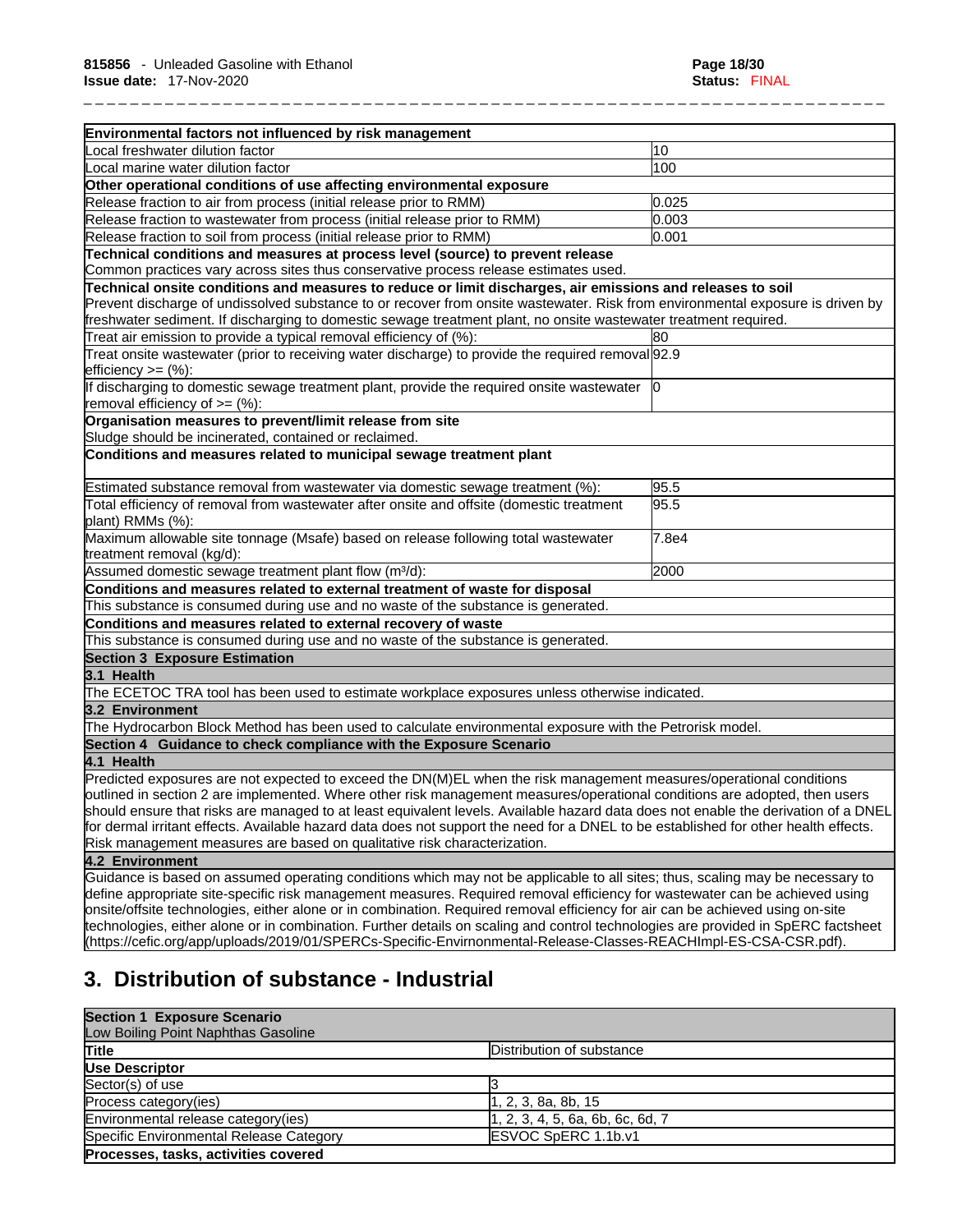| Environmental factors not influenced by risk management | |
|---|---|
| Local freshwater dilution factor | 10 |
| Local marine water dilution factor | 100 |
| **Other operational conditions of use affecting environmental exposure** | |
| Release fraction to air from process (initial release prior to RMM) | 0.025 |
| Release fraction to wastewater from process (initial release prior to RMM) | 0.003 |
| Release fraction to soil from process (initial release prior to RMM) | 0.001 |
| **Technical conditions and measures at process level (source) to prevent release** | |
| Common practices vary across sites thus conservative process release estimates used. | |
| **Technical onsite conditions and measures to reduce or limit discharges, air emissions and releases to soil** | |
| Prevent discharge of undissolved substance to or recover from onsite wastewater. Risk from environmental exposure is driven by freshwater sediment. If discharging to domestic sewage treatment plant, no onsite wastewater treatment required. | |
| Treat air emission to provide a typical removal efficiency of (%): | 80 |
| Treat onsite wastewater (prior to receiving water discharge) to provide the required removal efficiency >= (%): | 92.9 |
| If discharging to domestic sewage treatment plant, provide the required onsite wastewater removal efficiency of >= (%): | 0 |
| **Organisation measures to prevent/limit release from site** | |
| Sludge should be incinerated, contained or reclaimed. | |
| **Conditions and measures related to municipal sewage treatment plant** | |
| Estimated substance removal from wastewater via domestic sewage treatment (%): | 95.5 |
| Total efficiency of removal from wastewater after onsite and offsite (domestic treatment plant) RMMs (%): | 95.5 |
| Maximum allowable site tonnage (Msafe) based on release following total wastewater treatment removal (kg/d): | 7.8e4 |
| Assumed domestic sewage treatment plant flow ($m^3$/d): | 2000 |
| **Conditions and measures related to external treatment of waste for disposal** | |
| This substance is consumed during use and no waste of the substance is generated. | |
| **Conditions and measures related to external recovery of waste** | |
| This substance is consumed during use and no waste of the substance is generated. | |
| **Section 3 Exposure Estimation** | |
| **3.1 Health** | |
| The ECETOC TRA tool has been used to estimate workplace exposures unless otherwise indicated. | |
| **3.2 Environment** | |
| The Hydrocarbon Block Method has been used to calculate environmental exposure with the Petrorisk model. | |
| **Section 4 Guidance to check compliance with the Exposure Scenario** | |
| **4.1 Health** | |
| Predicted exposures are not expected to exceed the DN(M)EL when the risk management measures/operational conditions outlined in section 2 are implemented. Where other risk management measures/operational conditions are adopted, then users should ensure that risks are managed to at least equivalent levels. Available hazard data does not enable the derivation of a DNEL for dermal irritant effects. Available hazard data does not support the need for a DNEL to be established for other health effects. Risk management measures are based on qualitative risk characterization. | |
| **4.2 Environment** | |
| Guidance is based on assumed operating conditions which may not be applicable to all sites; thus, scaling may be necessary to define appropriate site-specific risk management measures. Required removal efficiency for wastewater can be achieved using onsite/offsite technologies, either alone or in combination. Required removal efficiency for air can be achieved using on-site technologies, either alone or in combination. Further details on scaling and control technologies are provided in SpERC factsheet (https://cefic.org/app/uploads/2019/01/SPERCs-Specific-Envirnonmental-Release-Classes-REACHImpl-ES-CSA-CSR.pdf). | |

# 3. Distribution of substance - Industrial

| Section 1 Exposure Scenario<br>Low Boiling Point Naphthas Gasoline | |
|---|---|
| **Title** | Distribution of substance |
| **Use Descriptor** | |
| Sector(s) of use | 3 |
| Process category(ies) | 1, 2, 3, 8a, 8b, 15 |
| Environmental release category(ies) | 1, 2, 3, 4, 5, 6a, 6b, 6c, 6d, 7 |
| Specific Environmental Release Category | ESVOC SpERC 1.1b.v1 |
| **Processes, tasks, activities covered** | |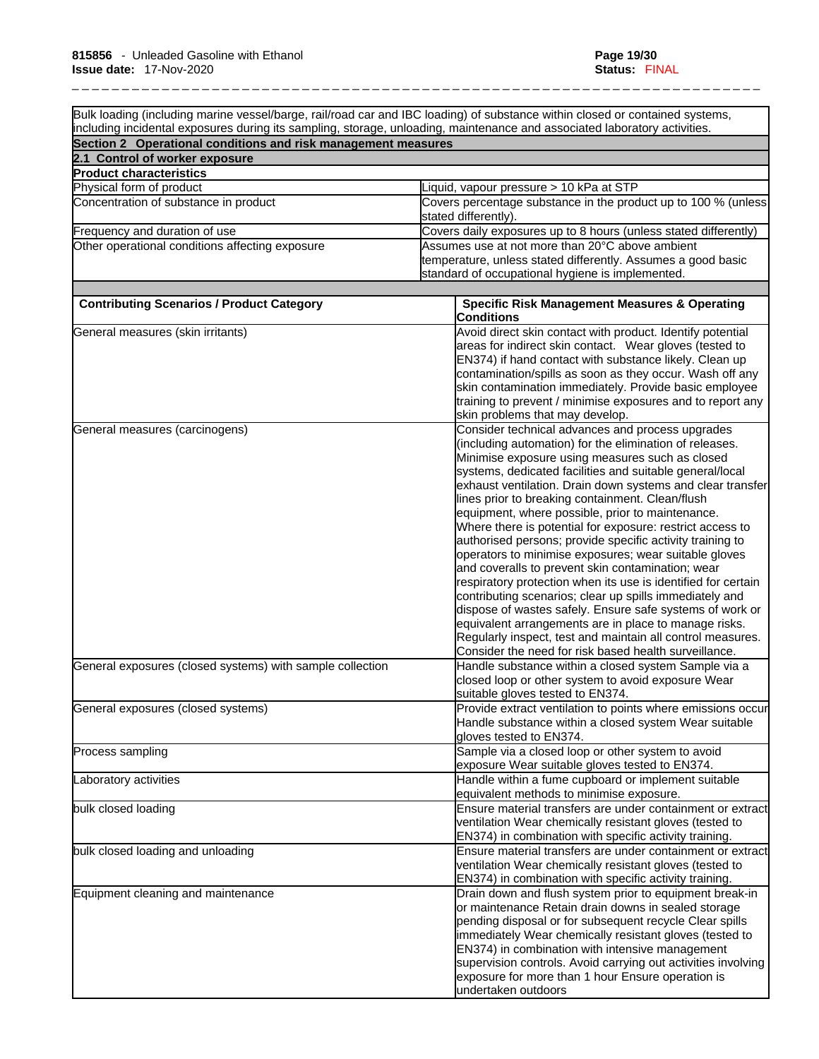Bulk loading (including marine vessel/barge, rail/road car and IBC loading) of substance within closed or contained systems, including incidental exposures during its sampling, storage, unloading, maintenance and associated laboratory activities.

## Section 2 Operational conditions and risk management measures

### 2.1 Control of worker exposure

**Product characteristics**

| | |
|---|---|
| Physical form of product | Liquid, vapour pressure > 10 kPa at STP |
| Concentration of substance in product | Covers percentage substance in the product up to 100 % (unless stated differently). |
| Frequency and duration of use | Covers daily exposures up to 8 hours (unless stated differently) |
| Other operational conditions affecting exposure | Assumes use at not more than 20°C above ambient temperature, unless stated differently. Assumes a good basic standard of occupational hygiene is implemented. |

| Contributing Scenarios / Product Category | Specific Risk Management Measures & Operating Conditions |
|---|---|
| General measures (skin irritants) | Avoid direct skin contact with product. Identify potential areas for indirect skin contact. Wear gloves (tested to EN374) if hand contact with substance likely. Clean up contamination/spills as soon as they occur. Wash off any skin contamination immediately. Provide basic employee training to prevent / minimise exposures and to report any skin problems that may develop. |
| General measures (carcinogens) | Consider technical advances and process upgrades (including automation) for the elimination of releases. Minimise exposure using measures such as closed systems, dedicated facilities and suitable general/local exhaust ventilation. Drain down systems and clear transfer lines prior to breaking containment. Clean/flush equipment, where possible, prior to maintenance. Where there is potential for exposure: restrict access to authorised persons; provide specific activity training to operators to minimise exposures; wear suitable gloves and coveralls to prevent skin contamination; wear respiratory protection when its use is identified for certain contributing scenarios; clear up spills immediately and dispose of wastes safely. Ensure safe systems of work or equivalent arrangements are in place to manage risks. Regularly inspect, test and maintain all control measures. Consider the need for risk based health surveillance. |
| General exposures (closed systems) with sample collection | Handle substance within a closed system Sample via a closed loop or other system to avoid exposure Wear suitable gloves tested to EN374. |
| General exposures (closed systems) | Provide extract ventilation to points where emissions occur Handle substance within a closed system Wear suitable gloves tested to EN374. |
| Process sampling | Sample via a closed loop or other system to avoid exposure Wear suitable gloves tested to EN374. |
| Laboratory activities | Handle within a fume cupboard or implement suitable equivalent methods to minimise exposure. |
| bulk closed loading | Ensure material transfers are under containment or extract ventilation Wear chemically resistant gloves (tested to EN374) in combination with specific activity training. |
| bulk closed loading and unloading | Ensure material transfers are under containment or extract ventilation Wear chemically resistant gloves (tested to EN374) in combination with specific activity training. |
| Equipment cleaning and maintenance | Drain down and flush system prior to equipment break-in or maintenance Retain drain downs in sealed storage pending disposal or for subsequent recycle Clear spills immediately Wear chemically resistant gloves (tested to EN374) in combination with intensive management supervision controls. Avoid carrying out activities involving exposure for more than 1 hour Ensure operation is undertaken outdoors |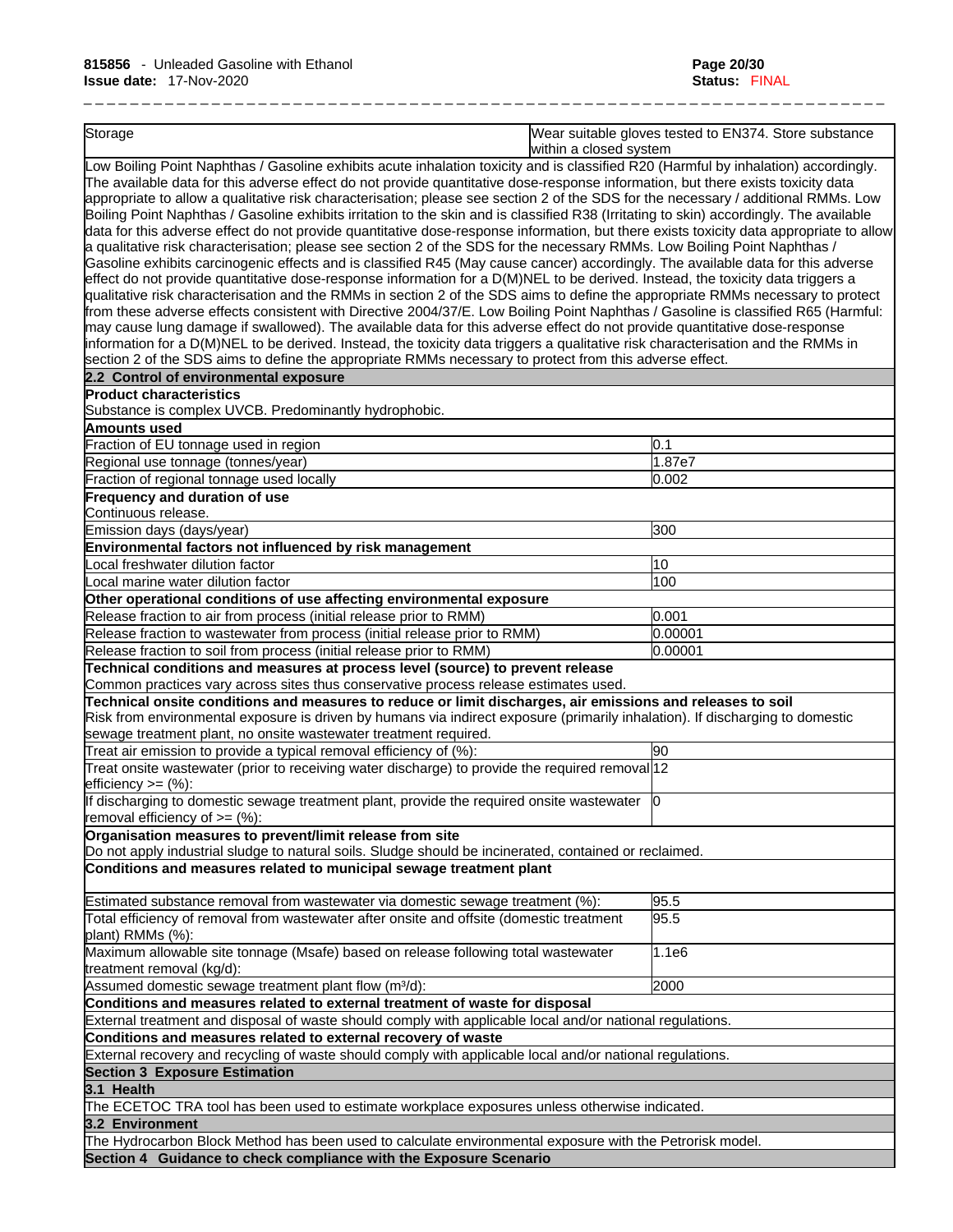| Storage | Wear suitable gloves tested to EN374. Store substance within a closed system |
|---|---|

Low Boiling Point Naphthas / Gasoline exhibits acute inhalation toxicity and is classified R20 (Harmful by inhalation) accordingly. The available data for this adverse effect do not provide quantitative dose-response information, but there exists toxicity data appropriate to allow a qualitative risk characterisation; please see section 2 of the SDS for the necessary / additional RMMs. Low Boiling Point Naphthas / Gasoline exhibits irritation to the skin and is classified R38 (Irritating to skin) accordingly. The available data for this adverse effect do not provide quantitative dose-response information, but there exists toxicity data appropriate to allow a qualitative risk characterisation; please see section 2 of the SDS for the necessary RMMs. Low Boiling Point Naphthas / Gasoline exhibits carcinogenic effects and is classified R45 (May cause cancer) accordingly. The available data for this adverse effect do not provide quantitative dose-response information for a D(M)NEL to be derived. Instead, the toxicity data triggers a qualitative risk characterisation and the RMMs in section 2 of the SDS aims to define the appropriate RMMs necessary to protect from these adverse effects consistent with Directive 2004/37/E. Low Boiling Point Naphthas / Gasoline is classified R65 (Harmful: may cause lung damage if swallowed). The available data for this adverse effect do not provide quantitative dose-response information for a D(M)NEL to be derived. Instead, the toxicity data triggers a qualitative risk characterisation and the RMMs in section 2 of the SDS aims to define the appropriate RMMs necessary to protect from this adverse effect.

## 2.2 Control of environmental exposure

**Product characteristics**

Substance is complex UVCB. Predominantly hydrophobic.

**Amounts used**

| | |
|---|---|
| Fraction of EU tonnage used in region | 0.1 |
| Regional use tonnage (tonnes/year) | 1.87e7 |
| Fraction of regional tonnage used locally | 0.002 |

**Frequency and duration of use**

Continuous release.

| | |
|---|---|
| Emission days (days/year) | 300 |

**Environmental factors not influenced by risk management**

| | |
|---|---|
| Local freshwater dilution factor | 10 |
| Local marine water dilution factor | 100 |

**Other operational conditions of use affecting environmental exposure**

| | |
|---|---|
| Release fraction to air from process (initial release prior to RMM) | 0.001 |
| Release fraction to wastewater from process (initial release prior to RMM) | 0.00001 |
| Release fraction to soil from process (initial release prior to RMM) | 0.00001 |

**Technical conditions and measures at process level (source) to prevent release**

Common practices vary across sites thus conservative process release estimates used.

**Technical onsite conditions and measures to reduce or limit discharges, air emissions and releases to soil**

Risk from environmental exposure is driven by humans via indirect exposure (primarily inhalation). If discharging to domestic sewage treatment plant, no onsite wastewater treatment required.

| | |
|---|---|
| Treat air emission to provide a typical removal efficiency of (%): | 90 |
| Treat onsite wastewater (prior to receiving water discharge) to provide the required removal efficiency >= (%): | 12 |
| If discharging to domestic sewage treatment plant, provide the required onsite wastewater removal efficiency of >= (%): | 0 |

**Organisation measures to prevent/limit release from site**

Do not apply industrial sludge to natural soils. Sludge should be incinerated, contained or reclaimed.

**Conditions and measures related to municipal sewage treatment plant**

| | |
|---|---|
| Estimated substance removal from wastewater via domestic sewage treatment (%): | 95.5 |
| Total efficiency of removal from wastewater after onsite and offsite (domestic treatment plant) RMMs (%): | 95.5 |
| Maximum allowable site tonnage (Msafe) based on release following total wastewater treatment removal (kg/d): | 1.1e6 |
| Assumed domestic sewage treatment plant flow (m³/d): | 2000 |

**Conditions and measures related to external treatment of waste for disposal**

External treatment and disposal of waste should comply with applicable local and/or national regulations.

**Conditions and measures related to external recovery of waste**

External recovery and recycling of waste should comply with applicable local and/or national regulations.

# Section 3 Exposure Estimation

## 3.1 Health

The ECETOC TRA tool has been used to estimate workplace exposures unless otherwise indicated.

## 3.2 Environment

The Hydrocarbon Block Method has been used to calculate environmental exposure with the Petrorisk model.

# Section 4 Guidance to check compliance with the Exposure Scenario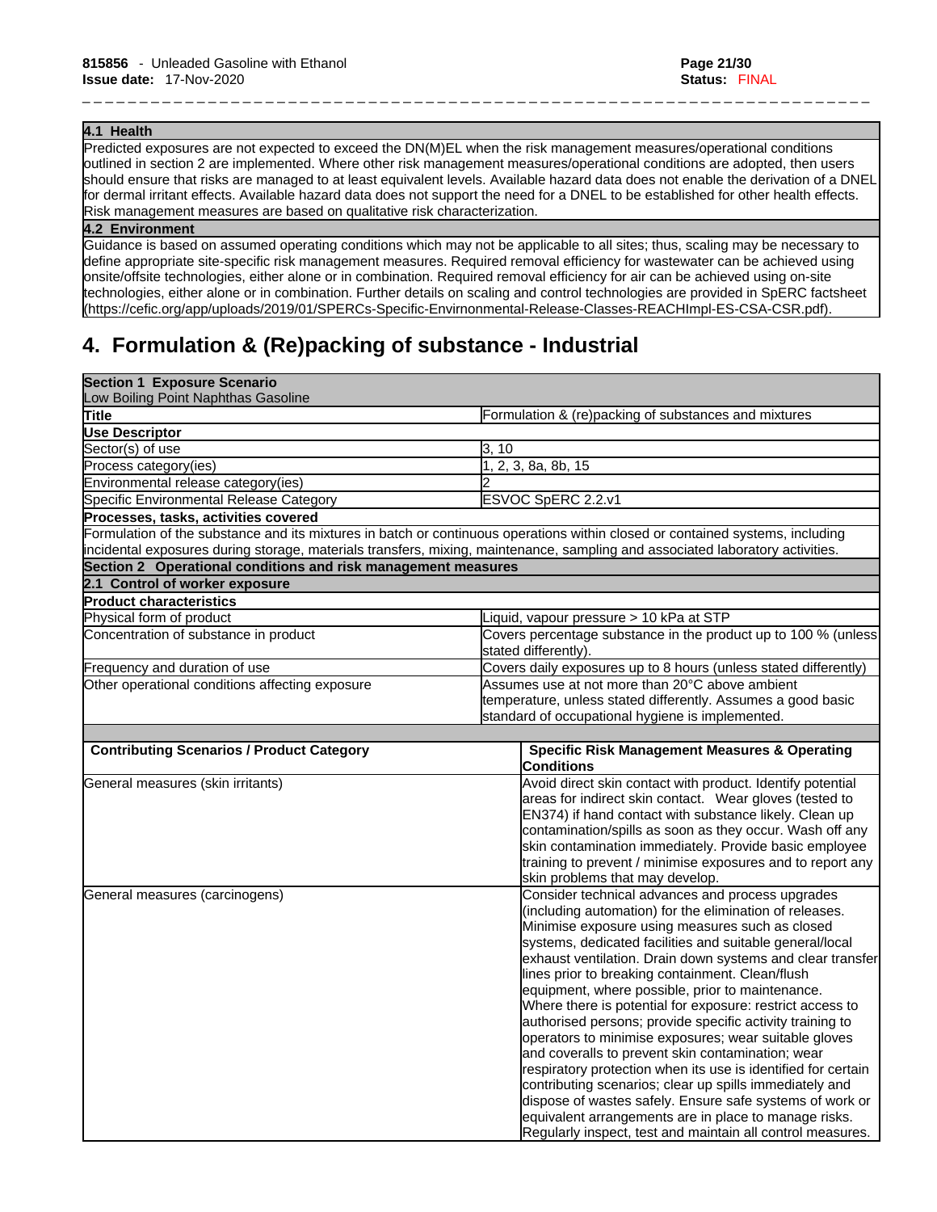| 4.1 Health |
|---|
| Predicted exposures are not expected to exceed the DN(M)EL when the risk management measures/operational conditions outlined in section 2 are implemented. Where other risk management measures/operational conditions are adopted, then users should ensure that risks are managed to at least equivalent levels. Available hazard data does not enable the derivation of a DNEL for dermal irritant effects. Available hazard data does not support the need for a DNEL to be established for other health effects. Risk management measures are based on qualitative risk characterization. |
| **4.2 Environment** |
| Guidance is based on assumed operating conditions which may not be applicable to all sites; thus, scaling may be necessary to define appropriate site-specific risk management measures. Required removal efficiency for wastewater can be achieved using onsite/offsite technologies, either alone or in combination. Required removal efficiency for air can be achieved using on-site technologies, either alone or in combination. Further details on scaling and control technologies are provided in SpERC factsheet (https://cefic.org/app/uploads/2019/01/SPERCs-Specific-Envirnonmental-Release-Classes-REACHImpl-ES-CSA-CSR.pdf). |

# 4. Formulation & (Re)packing of substance - Industrial

| Section 1 Exposure Scenario | |
|---|---|
| Low Boiling Point Naphthas Gasoline | |
| **Title** | Formulation & (re)packing of substances and mixtures |
| **Use Descriptor** | |
| Sector(s) of use | 3, 10 |
| Process category(ies) | 1, 2, 3, 8a, 8b, 15 |
| Environmental release category(ies) | 2 |
| Specific Environmental Release Category | ESVOC SpERC 2.2.v1 |
| **Processes, tasks, activities covered** | |
| Formulation of the substance and its mixtures in batch or continuous operations within closed or contained systems, including incidental exposures during storage, materials transfers, mixing, maintenance, sampling and associated laboratory activities. | |
| **Section 2 Operational conditions and risk management measures** | |
| **2.1 Control of worker exposure** | |
| **Product characteristics** | |
| Physical form of product | Liquid, vapour pressure > 10 kPa at STP |
| Concentration of substance in product | Covers percentage substance in the product up to 100 % (unless stated differently). |
| Frequency and duration of use | Covers daily exposures up to 8 hours (unless stated differently) |
| Other operational conditions affecting exposure | Assumes use at not more than 20°C above ambient temperature, unless stated differently. Assumes a good basic standard of occupational hygiene is implemented. |

| Contributing Scenarios / Product Category | Specific Risk Management Measures & Operating Conditions |
|---|---|
| General measures (skin irritants) | Avoid direct skin contact with product. Identify potential areas for indirect skin contact. Wear gloves (tested to EN374) if hand contact with substance likely. Clean up contamination/spills as soon as they occur. Wash off any skin contamination immediately. Provide basic employee training to prevent / minimise exposures and to report any skin problems that may develop. |
| General measures (carcinogens) | Consider technical advances and process upgrades (including automation) for the elimination of releases. Minimise exposure using measures such as closed systems, dedicated facilities and suitable general/local exhaust ventilation. Drain down systems and clear transfer lines prior to breaking containment. Clean/flush equipment, where possible, prior to maintenance. Where there is potential for exposure: restrict access to authorised persons; provide specific activity training to operators to minimise exposures; wear suitable gloves and coveralls to prevent skin contamination; wear respiratory protection when its use is identified for certain contributing scenarios; clear up spills immediately and dispose of wastes safely. Ensure safe systems of work or equivalent arrangements are in place to manage risks. Regularly inspect, test and maintain all control measures. |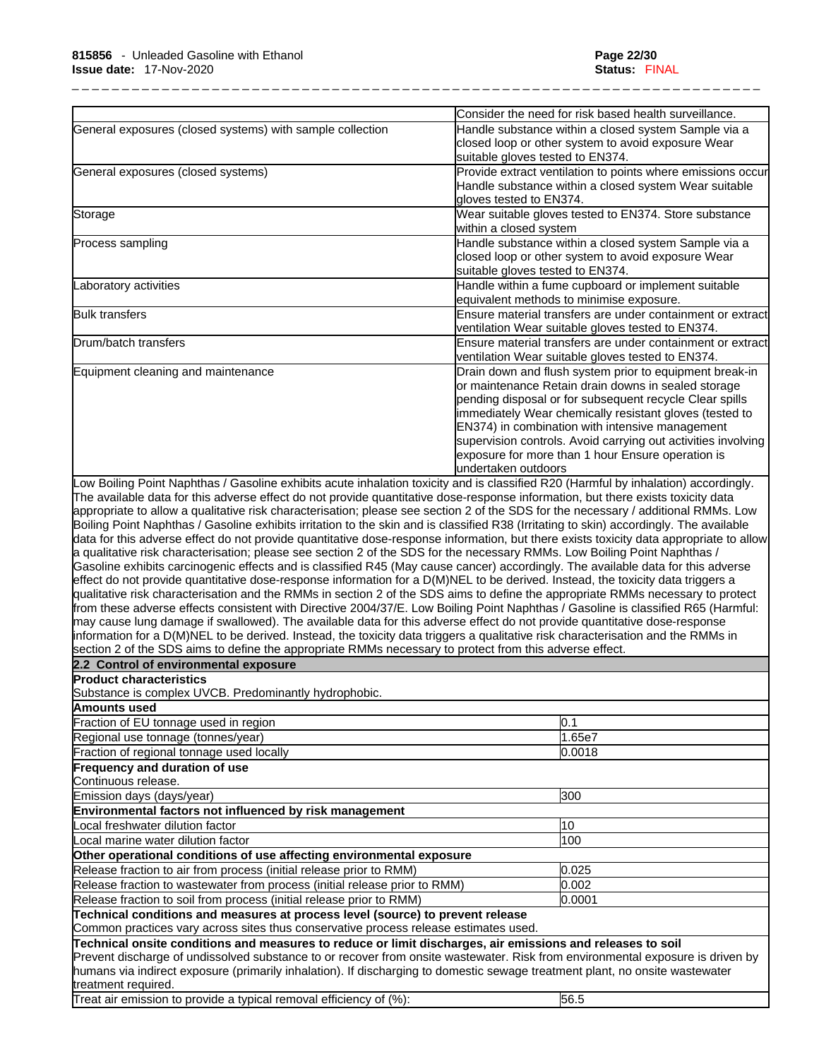| | |
|---|---|
| | Consider the need for risk based health surveillance. |
| General exposures (closed systems) with sample collection | Handle substance within a closed system Sample via a closed loop or other system to avoid exposure Wear suitable gloves tested to EN374. |
| General exposures (closed systems) | Provide extract ventilation to points where emissions occur Handle substance within a closed system Wear suitable gloves tested to EN374. |
| Storage | Wear suitable gloves tested to EN374. Store substance within a closed system |
| Process sampling | Handle substance within a closed system Sample via a closed loop or other system to avoid exposure Wear suitable gloves tested to EN374. |
| Laboratory activities | Handle within a fume cupboard or implement suitable equivalent methods to minimise exposure. |
| Bulk transfers | Ensure material transfers are under containment or extract ventilation Wear suitable gloves tested to EN374. |
| Drum/batch transfers | Ensure material transfers are under containment or extract ventilation Wear suitable gloves tested to EN374. |
| Equipment cleaning and maintenance | Drain down and flush system prior to equipment break-in or maintenance Retain drain downs in sealed storage pending disposal or for subsequent recycle Clear spills immediately Wear chemically resistant gloves (tested to EN374) in combination with intensive management supervision controls. Avoid carrying out activities involving exposure for more than 1 hour Ensure operation is undertaken outdoors |

Low Boiling Point Naphthas / Gasoline exhibits acute inhalation toxicity and is classified R20 (Harmful by inhalation) accordingly. The available data for this adverse effect do not provide quantitative dose-response information, but there exists toxicity data appropriate to allow a qualitative risk characterisation; please see section 2 of the SDS for the necessary / additional RMMs. Low Boiling Point Naphthas / Gasoline exhibits irritation to the skin and is classified R38 (Irritating to skin) accordingly. The available data for this adverse effect do not provide quantitative dose-response information, but there exists toxicity data appropriate to allow a qualitative risk characterisation; please see section 2 of the SDS for the necessary RMMs. Low Boiling Point Naphthas / Gasoline exhibits carcinogenic effects and is classified R45 (May cause cancer) accordingly. The available data for this adverse effect do not provide quantitative dose-response information for a D(M)NEL to be derived. Instead, the toxicity data triggers a qualitative risk characterisation and the RMMs in section 2 of the SDS aims to define the appropriate RMMs necessary to protect from these adverse effects consistent with Directive 2004/37/E. Low Boiling Point Naphthas / Gasoline is classified R65 (Harmful: may cause lung damage if swallowed). The available data for this adverse effect do not provide quantitative dose-response information for a D(M)NEL to be derived. Instead, the toxicity data triggers a qualitative risk characterisation and the RMMs in section 2 of the SDS aims to define the appropriate RMMs necessary to protect from this adverse effect.

## 2.2 Control of environmental exposure

**Product characteristics**

Substance is complex UVCB. Predominantly hydrophobic.

**Amounts used**

| | |
|---|---|
| Fraction of EU tonnage used in region | 0.1 |
| Regional use tonnage (tonnes/year) | 1.65e7 |
| Fraction of regional tonnage used locally | 0.0018 |

**Frequency and duration of use**

Continuous release.

| | |
|---|---|
| Emission days (days/year) | 300 |

**Environmental factors not influenced by risk management**

| | |
|---|---|
| Local freshwater dilution factor | 10 |
| Local marine water dilution factor | 100 |

**Other operational conditions of use affecting environmental exposure**

| | |
|---|---|
| Release fraction to air from process (initial release prior to RMM) | 0.025 |
| Release fraction to wastewater from process (initial release prior to RMM) | 0.002 |
| Release fraction to soil from process (initial release prior to RMM) | 0.0001 |

**Technical conditions and measures at process level (source) to prevent release**

Common practices vary across sites thus conservative process release estimates used.

**Technical onsite conditions and measures to reduce or limit discharges, air emissions and releases to soil**

Prevent discharge of undissolved substance to or recover from onsite wastewater. Risk from environmental exposure is driven by humans via indirect exposure (primarily inhalation). If discharging to domestic sewage treatment plant, no onsite wastewater treatment required.

| | |
|---|---|
| Treat air emission to provide a typical removal efficiency of (%): | 56.5 |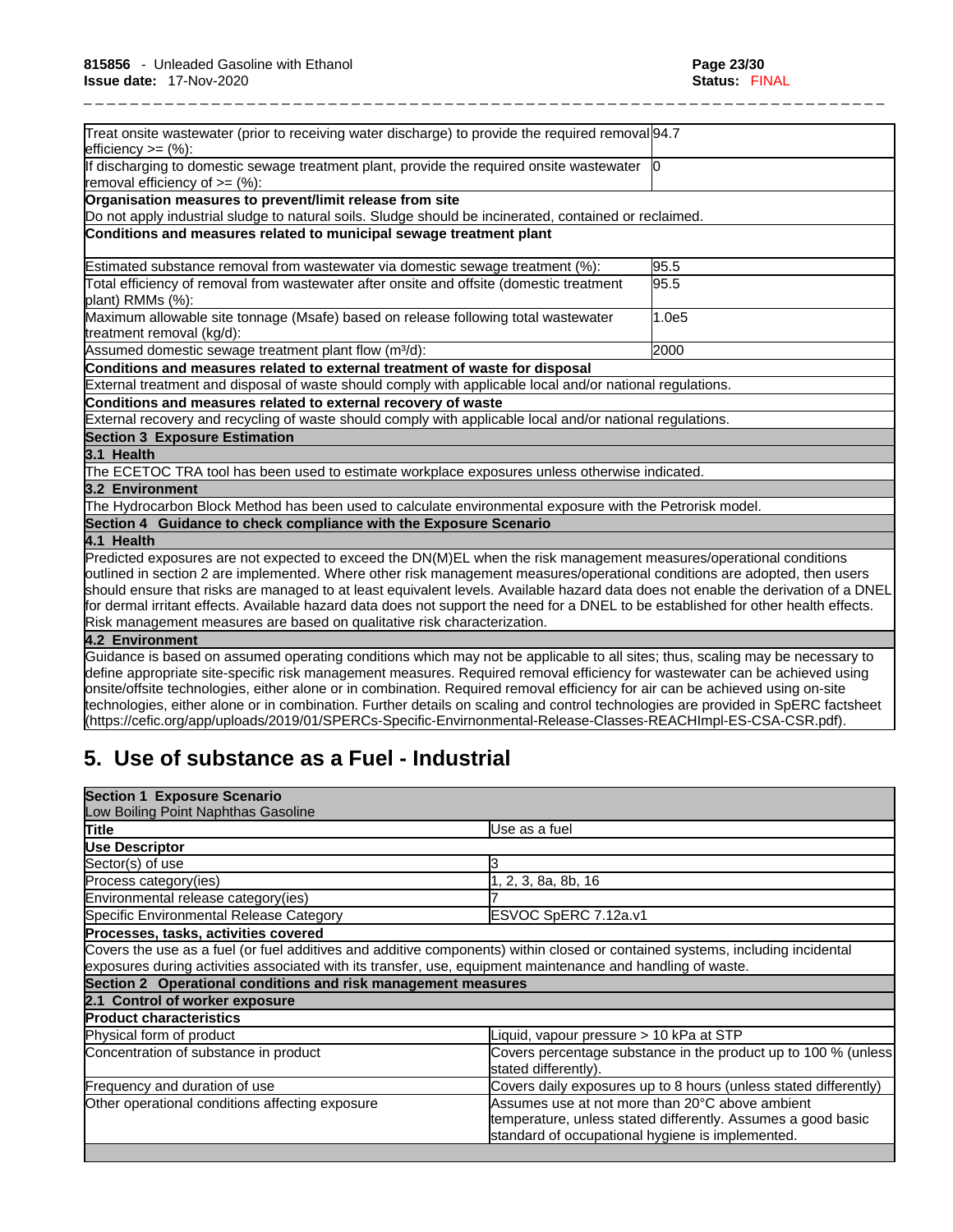| | |
|---|---|
| Treat onsite wastewater (prior to receiving water discharge) to provide the required removal efficiency >= (%): | 94.7 |
| If discharging to domestic sewage treatment plant, provide the required onsite wastewater removal efficiency of >= (%): | 0 |
| **Organisation measures to prevent/limit release from site** | |
| Do not apply industrial sludge to natural soils. Sludge should be incinerated, contained or reclaimed. | |
| **Conditions and measures related to municipal sewage treatment plant** | |
| Estimated substance removal from wastewater via domestic sewage treatment (%): | 95.5 |
| Total efficiency of removal from wastewater after onsite and offsite (domestic treatment plant) RMMs (%): | 95.5 |
| Maximum allowable site tonnage (Msafe) based on release following total wastewater treatment removal (kg/d): | 1.0e5 |
| Assumed domestic sewage treatment plant flow (m³/d): | 2000 |
| **Conditions and measures related to external treatment of waste for disposal** | |
| External treatment and disposal of waste should comply with applicable local and/or national regulations. | |
| **Conditions and measures related to external recovery of waste** | |
| External recovery and recycling of waste should comply with applicable local and/or national regulations. | |
| **Section 3 Exposure Estimation** | |
| **3.1 Health** | |
| The ECETOC TRA tool has been used to estimate workplace exposures unless otherwise indicated. | |
| **3.2 Environment** | |
| The Hydrocarbon Block Method has been used to calculate environmental exposure with the Petrorisk model. | |
| **Section 4 Guidance to check compliance with the Exposure Scenario** | |
| **4.1 Health** | |
| Predicted exposures are not expected to exceed the DN(M)EL when the risk management measures/operational conditions outlined in section 2 are implemented. Where other risk management measures/operational conditions are adopted, then users should ensure that risks are managed to at least equivalent levels. Available hazard data does not enable the derivation of a DNEL for dermal irritant effects. Available hazard data does not support the need for a DNEL to be established for other health effects. Risk management measures are based on qualitative risk characterization. | |
| **4.2 Environment** | |
| Guidance is based on assumed operating conditions which may not be applicable to all sites; thus, scaling may be necessary to define appropriate site-specific risk management measures. Required removal efficiency for wastewater can be achieved using onsite/offsite technologies, either alone or in combination. Required removal efficiency for air can be achieved using on-site technologies, either alone or in combination. Further details on scaling and control technologies are provided in SpERC factsheet (https://cefic.org/app/uploads/2019/01/SPERCs-Specific-Envirnonmental-Release-Classes-REACHImpl-ES-CSA-CSR.pdf). | |

# 5. Use of substance as a Fuel - Industrial

| | |
|---|---|
| **Section 1 Exposure Scenario** | |
| Low Boiling Point Naphthas Gasoline | |
| **Title** | Use as a fuel |
| **Use Descriptor** | |
| Sector(s) of use | 3 |
| Process category(ies) | 1, 2, 3, 8a, 8b, 16 |
| Environmental release category(ies) | 7 |
| Specific Environmental Release Category | ESVOC SpERC 7.12a.v1 |
| **Processes, tasks, activities covered** | |
| Covers the use as a fuel (or fuel additives and additive components) within closed or contained systems, including incidental exposures during activities associated with its transfer, use, equipment maintenance and handling of waste. | |
| **Section 2 Operational conditions and risk management measures** | |
| **2.1 Control of worker exposure** | |
| **Product characteristics** | |
| Physical form of product | Liquid, vapour pressure > 10 kPa at STP |
| Concentration of substance in product | Covers percentage substance in the product up to 100 % (unless stated differently). |
| Frequency and duration of use | Covers daily exposures up to 8 hours (unless stated differently) |
| Other operational conditions affecting exposure | Assumes use at not more than 20°C above ambient temperature, unless stated differently. Assumes a good basic standard of occupational hygiene is implemented. |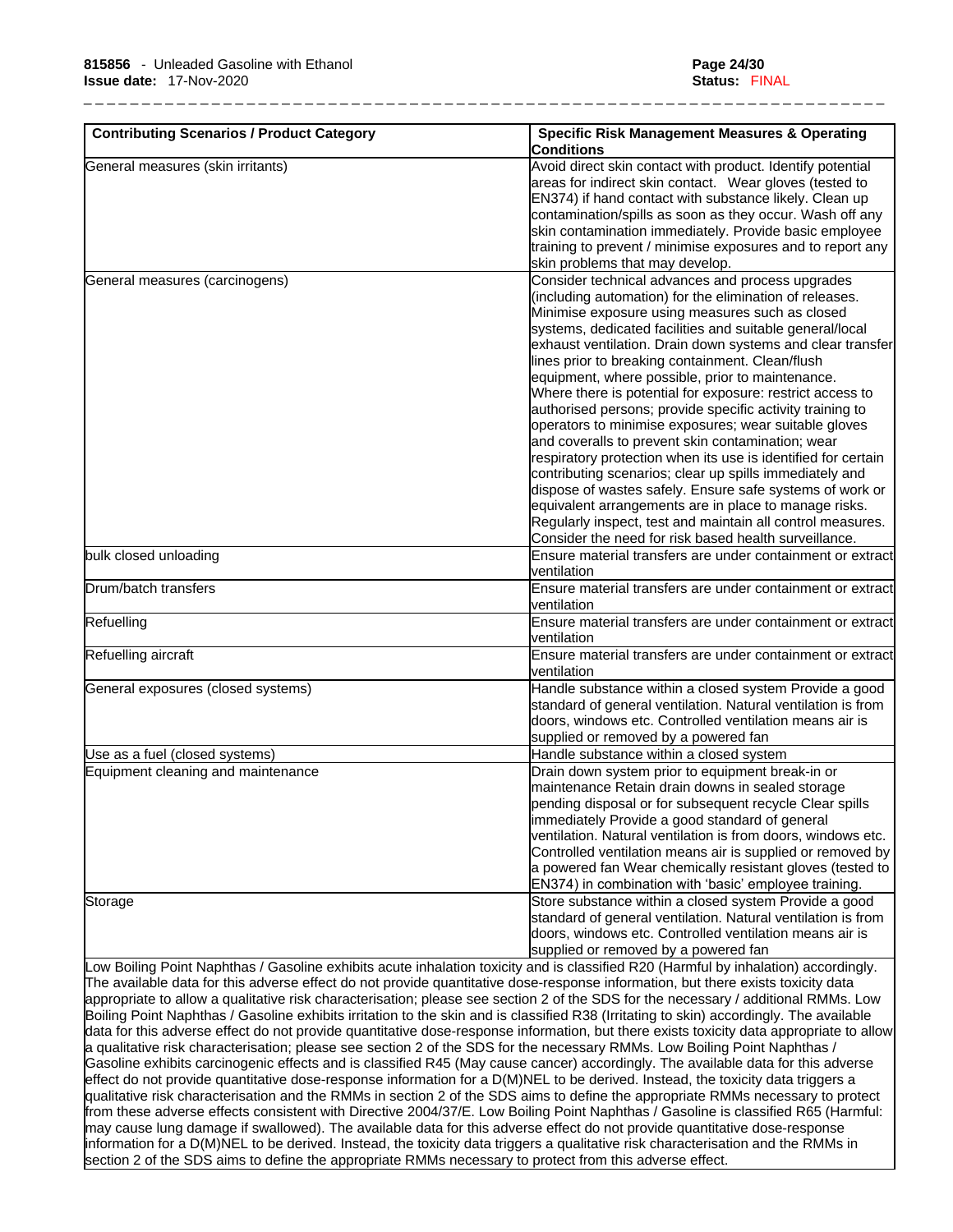| Contributing Scenarios / Product Category | Specific Risk Management Measures & Operating Conditions |
|---|---|
| General measures (skin irritants) | Avoid direct skin contact with product. Identify potential areas for indirect skin contact. Wear gloves (tested to EN374) if hand contact with substance likely. Clean up contamination/spills as soon as they occur. Wash off any skin contamination immediately. Provide basic employee training to prevent / minimise exposures and to report any skin problems that may develop. |
| General measures (carcinogens) | Consider technical advances and process upgrades (including automation) for the elimination of releases. Minimise exposure using measures such as closed systems, dedicated facilities and suitable general/local exhaust ventilation. Drain down systems and clear transfer lines prior to breaking containment. Clean/flush equipment, where possible, prior to maintenance. Where there is potential for exposure: restrict access to authorised persons; provide specific activity training to operators to minimise exposures; wear suitable gloves and coveralls to prevent skin contamination; wear respiratory protection when its use is identified for certain contributing scenarios; clear up spills immediately and dispose of wastes safely. Ensure safe systems of work or equivalent arrangements are in place to manage risks. Regularly inspect, test and maintain all control measures. Consider the need for risk based health surveillance. |
| bulk closed unloading | Ensure material transfers are under containment or extract ventilation |
| Drum/batch transfers | Ensure material transfers are under containment or extract ventilation |
| Refuelling | Ensure material transfers are under containment or extract ventilation |
| Refuelling aircraft | Ensure material transfers are under containment or extract ventilation |
| General exposures (closed systems) | Handle substance within a closed system Provide a good standard of general ventilation. Natural ventilation is from doors, windows etc. Controlled ventilation means air is supplied or removed by a powered fan |
| Use as a fuel (closed systems) | Handle substance within a closed system |
| Equipment cleaning and maintenance | Drain down system prior to equipment break-in or maintenance Retain drain downs in sealed storage pending disposal or for subsequent recycle Clear spills immediately Provide a good standard of general ventilation. Natural ventilation is from doors, windows etc. Controlled ventilation means air is supplied or removed by a powered fan Wear chemically resistant gloves (tested to EN374) in combination with 'basic' employee training. |
| Storage | Store substance within a closed system Provide a good standard of general ventilation. Natural ventilation is from doors, windows etc. Controlled ventilation means air is supplied or removed by a powered fan |

Low Boiling Point Naphthas / Gasoline exhibits acute inhalation toxicity and is classified R20 (Harmful by inhalation) accordingly. The available data for this adverse effect do not provide quantitative dose-response information, but there exists toxicity data appropriate to allow a qualitative risk characterisation; please see section 2 of the SDS for the necessary / additional RMMs. Low Boiling Point Naphthas / Gasoline exhibits irritation to the skin and is classified R38 (Irritating to skin) accordingly. The available data for this adverse effect do not provide quantitative dose-response information, but there exists toxicity data appropriate to allow a qualitative risk characterisation; please see section 2 of the SDS for the necessary RMMs. Low Boiling Point Naphthas / Gasoline exhibits carcinogenic effects and is classified R45 (May cause cancer) accordingly. The available data for this adverse effect do not provide quantitative dose-response information for a D(M)NEL to be derived. Instead, the toxicity data triggers a qualitative risk characterisation and the RMMs in section 2 of the SDS aims to define the appropriate RMMs necessary to protect from these adverse effects consistent with Directive 2004/37/E. Low Boiling Point Naphthas / Gasoline is classified R65 (Harmful: may cause lung damage if swallowed). The available data for this adverse effect do not provide quantitative dose-response information for a D(M)NEL to be derived. Instead, the toxicity data triggers a qualitative risk characterisation and the RMMs in section 2 of the SDS aims to define the appropriate RMMs necessary to protect from this adverse effect.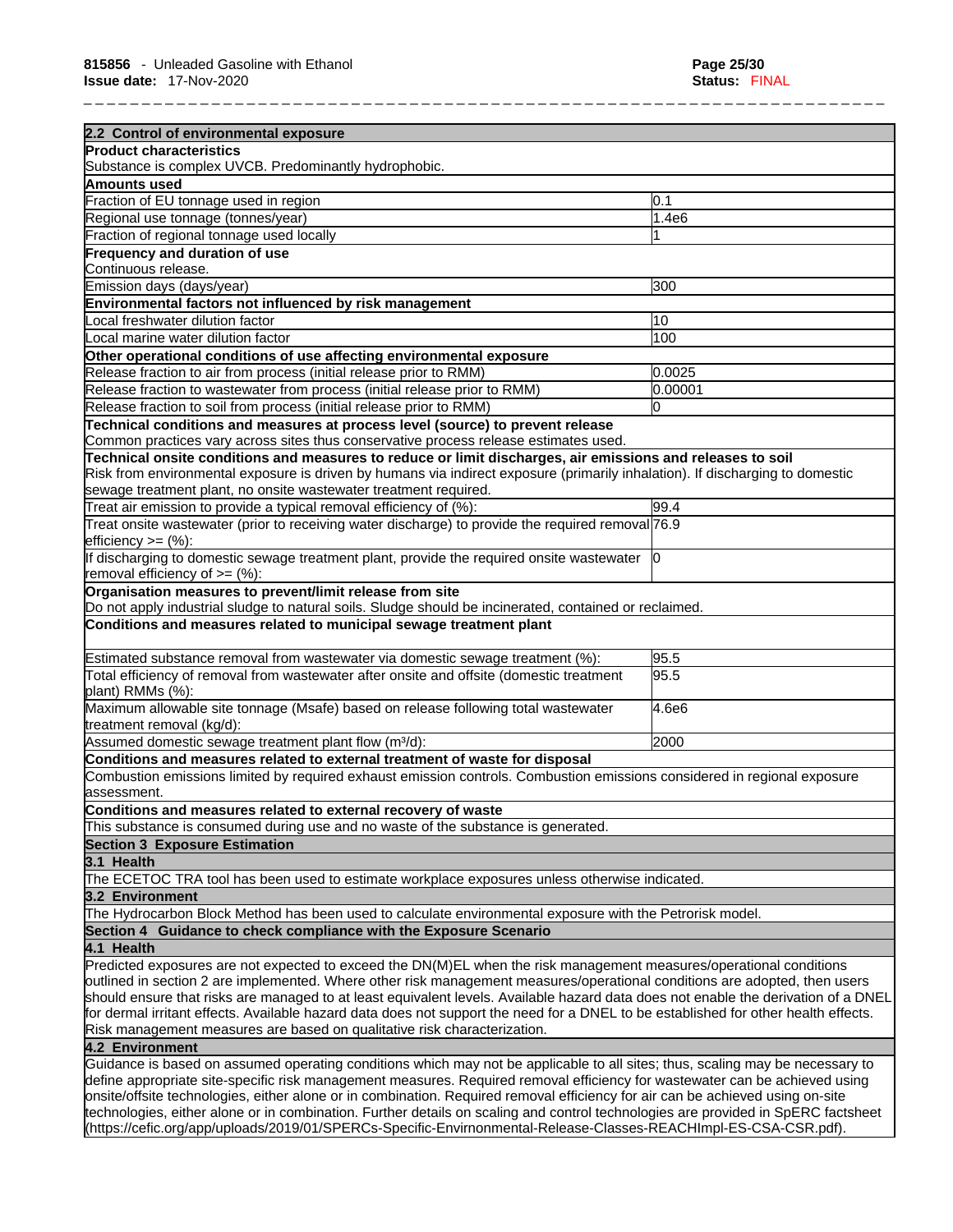| 2.2 Control of environmental exposure | |
|---|---|
| **Product characteristics** | |
| Substance is complex UVCB. Predominantly hydrophobic. | |
| **Amounts used** | |
| Fraction of EU tonnage used in region | 0.1 |
| Regional use tonnage (tonnes/year) | 1.4e6 |
| Fraction of regional tonnage used locally | 1 |
| **Frequency and duration of use** | |
| Continuous release. | |
| Emission days (days/year) | 300 |
| **Environmental factors not influenced by risk management** | |
| Local freshwater dilution factor | 10 |
| Local marine water dilution factor | 100 |
| **Other operational conditions of use affecting environmental exposure** | |
| Release fraction to air from process (initial release prior to RMM) | 0.0025 |
| Release fraction to wastewater from process (initial release prior to RMM) | 0.00001 |
| Release fraction to soil from process (initial release prior to RMM) | 0 |
| **Technical conditions and measures at process level (source) to prevent release** | |
| Common practices vary across sites thus conservative process release estimates used. | |
| **Technical onsite conditions and measures to reduce or limit discharges, air emissions and releases to soil** | |
| Risk from environmental exposure is driven by humans via indirect exposure (primarily inhalation). If discharging to domestic sewage treatment plant, no onsite wastewater treatment required. | |
| Treat air emission to provide a typical removal efficiency of (%): | 99.4 |
| Treat onsite wastewater (prior to receiving water discharge) to provide the required removal efficiency >= (%): | 76.9 |
| If discharging to domestic sewage treatment plant, provide the required onsite wastewater removal efficiency of >= (%): | 0 |
| **Organisation measures to prevent/limit release from site** | |
| Do not apply industrial sludge to natural soils. Sludge should be incinerated, contained or reclaimed. | |
| **Conditions and measures related to municipal sewage treatment plant** | |
| Estimated substance removal from wastewater via domestic sewage treatment (%): | 95.5 |
| Total efficiency of removal from wastewater after onsite and offsite (domestic treatment plant) RMMs (%): | 95.5 |
| Maximum allowable site tonnage (Msafe) based on release following total wastewater treatment removal (kg/d): | 4.6e6 |
| Assumed domestic sewage treatment plant flow (m³/d): | 2000 |
| **Conditions and measures related to external treatment of waste for disposal** | |
| Combustion emissions limited by required exhaust emission controls. Combustion emissions considered in regional exposure assessment. | |
| **Conditions and measures related to external recovery of waste** | |
| This substance is consumed during use and no waste of the substance is generated. | |

## Section 3 Exposure Estimation

### 3.1 Health

The ECETOC TRA tool has been used to estimate workplace exposures unless otherwise indicated.

### 3.2 Environment

The Hydrocarbon Block Method has been used to calculate environmental exposure with the Petrorisk model.

## Section 4 Guidance to check compliance with the Exposure Scenario

### 4.1 Health

Predicted exposures are not expected to exceed the DN(M)EL when the risk management measures/operational conditions outlined in section 2 are implemented. Where other risk management measures/operational conditions are adopted, then users should ensure that risks are managed to at least equivalent levels. Available hazard data does not enable the derivation of a DNEL for dermal irritant effects. Available hazard data does not support the need for a DNEL to be established for other health effects. Risk management measures are based on qualitative risk characterization.

### 4.2 Environment

Guidance is based on assumed operating conditions which may not be applicable to all sites; thus, scaling may be necessary to define appropriate site-specific risk management measures. Required removal efficiency for wastewater can be achieved using onsite/offsite technologies, either alone or in combination. Required removal efficiency for air can be achieved using on-site technologies, either alone or in combination. Further details on scaling and control technologies are provided in SpERC factsheet (https://cefic.org/app/uploads/2019/01/SPERCs-Specific-Envirnonmental-Release-Classes-REACHImpl-ES-CSA-CSR.pdf).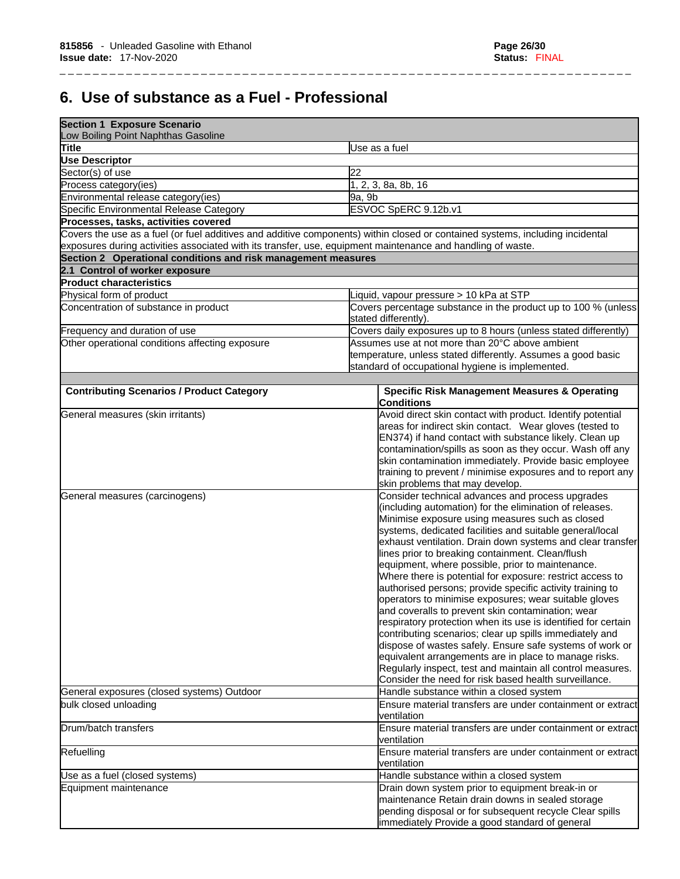# 6. Use of substance as a Fuel - Professional

| **Section 1 Exposure Scenario** | |
|---|---|
| Low Boiling Point Naphthas Gasoline | |
| **Title** | Use as a fuel |
| **Use Descriptor** | |
| Sector(s) of use | 22 |
| Process category(ies) | 1, 2, 3, 8a, 8b, 16 |
| Environmental release category(ies) | 9a, 9b |
| Specific Environmental Release Category | ESVOC SpERC 9.12b.v1 |
| **Processes, tasks, activities covered** | |
| Covers the use as a fuel (or fuel additives and additive components) within closed or contained systems, including incidental exposures during activities associated with its transfer, use, equipment maintenance and handling of waste. | |
| **Section 2 Operational conditions and risk management measures** | |
| **2.1 Control of worker exposure** | |
| **Product characteristics** | |
| Physical form of product | Liquid, vapour pressure > 10 kPa at STP |
| Concentration of substance in product | Covers percentage substance in the product up to 100 % (unless stated differently). |
| Frequency and duration of use | Covers daily exposures up to 8 hours (unless stated differently) |
| Other operational conditions affecting exposure | Assumes use at not more than 20°C above ambient temperature, unless stated differently. Assumes a good basic standard of occupational hygiene is implemented. |

| **Contributing Scenarios / Product Category** | **Specific Risk Management Measures & Operating Conditions** |
|---|---|
| General measures (skin irritants) | Avoid direct skin contact with product. Identify potential areas for indirect skin contact. Wear gloves (tested to EN374) if hand contact with substance likely. Clean up contamination/spills as soon as they occur. Wash off any skin contamination immediately. Provide basic employee training to prevent / minimise exposures and to report any skin problems that may develop. |
| General measures (carcinogens) | Consider technical advances and process upgrades (including automation) for the elimination of releases. Minimise exposure using measures such as closed systems, dedicated facilities and suitable general/local exhaust ventilation. Drain down systems and clear transfer lines prior to breaking containment. Clean/flush equipment, where possible, prior to maintenance. Where there is potential for exposure: restrict access to authorised persons; provide specific activity training to operators to minimise exposures; wear suitable gloves and coveralls to prevent skin contamination; wear respiratory protection when its use is identified for certain contributing scenarios; clear up spills immediately and dispose of wastes safely. Ensure safe systems of work or equivalent arrangements are in place to manage risks. Regularly inspect, test and maintain all control measures. Consider the need for risk based health surveillance. |
| General exposures (closed systems) Outdoor | Handle substance within a closed system |
| bulk closed unloading | Ensure material transfers are under containment or extract ventilation |
| Drum/batch transfers | Ensure material transfers are under containment or extract ventilation |
| Refuelling | Ensure material transfers are under containment or extract ventilation |
| Use as a fuel (closed systems) | Handle substance within a closed system |
| Equipment maintenance | Drain down system prior to equipment break-in or maintenance Retain drain downs in sealed storage pending disposal or for subsequent recycle Clear spills immediately Provide a good standard of general |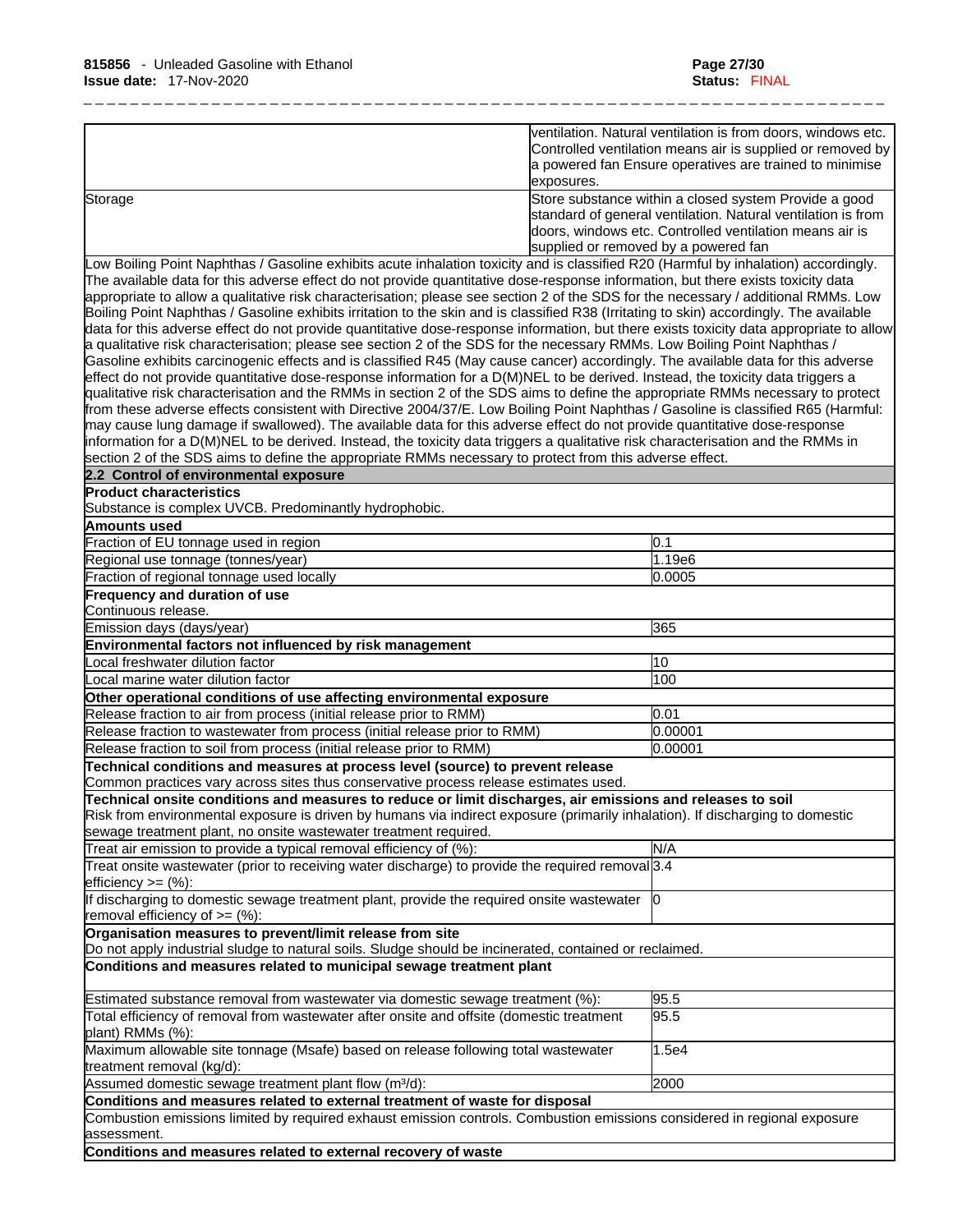| | |
|---|---|
| | ventilation. Natural ventilation is from doors, windows etc. Controlled ventilation means air is supplied or removed by a powered fan Ensure operatives are trained to minimise exposures. |
| Storage | Store substance within a closed system Provide a good standard of general ventilation. Natural ventilation is from doors, windows etc. Controlled ventilation means air is supplied or removed by a powered fan |

Low Boiling Point Naphthas / Gasoline exhibits acute inhalation toxicity and is classified R20 (Harmful by inhalation) accordingly. The available data for this adverse effect do not provide quantitative dose-response information, but there exists toxicity data appropriate to allow a qualitative risk characterisation; please see section 2 of the SDS for the necessary / additional RMMs. Low Boiling Point Naphthas / Gasoline exhibits irritation to the skin and is classified R38 (Irritating to skin) accordingly. The available data for this adverse effect do not provide quantitative dose-response information, but there exists toxicity data appropriate to allow a qualitative risk characterisation; please see section 2 of the SDS for the necessary RMMs. Low Boiling Point Naphthas / Gasoline exhibits carcinogenic effects and is classified R45 (May cause cancer) accordingly. The available data for this adverse effect do not provide quantitative dose-response information for a D(M)NEL to be derived. Instead, the toxicity data triggers a qualitative risk characterisation and the RMMs in section 2 of the SDS aims to define the appropriate RMMs necessary to protect from these adverse effects consistent with Directive 2004/37/E. Low Boiling Point Naphthas / Gasoline is classified R65 (Harmful: may cause lung damage if swallowed). The available data for this adverse effect do not provide quantitative dose-response information for a D(M)NEL to be derived. Instead, the toxicity data triggers a qualitative risk characterisation and the RMMs in section 2 of the SDS aims to define the appropriate RMMs necessary to protect from this adverse effect.

## 2.2 Control of environmental exposure

**Product characteristics**

Substance is complex UVCB. Predominantly hydrophobic.

**Amounts used**

| | |
|---|---|
| Fraction of EU tonnage used in region | 0.1 |
| Regional use tonnage (tonnes/year) | 1.19e6 |
| Fraction of regional tonnage used locally | 0.0005 |

**Frequency and duration of use**

Continuous release.

| | |
|---|---|
| Emission days (days/year) | 365 |

**Environmental factors not influenced by risk management**

| | |
|---|---|
| Local freshwater dilution factor | 10 |
| Local marine water dilution factor | 100 |

**Other operational conditions of use affecting environmental exposure**

| | |
|---|---|
| Release fraction to air from process (initial release prior to RMM) | 0.01 |
| Release fraction to wastewater from process (initial release prior to RMM) | 0.00001 |
| Release fraction to soil from process (initial release prior to RMM) | 0.00001 |

**Technical conditions and measures at process level (source) to prevent release**

Common practices vary across sites thus conservative process release estimates used.

**Technical onsite conditions and measures to reduce or limit discharges, air emissions and releases to soil**

Risk from environmental exposure is driven by humans via indirect exposure (primarily inhalation). If discharging to domestic sewage treatment plant, no onsite wastewater treatment required.

| | |
|---|---|
| Treat air emission to provide a typical removal efficiency of (%): | N/A |
| Treat onsite wastewater (prior to receiving water discharge) to provide the required removal efficiency >= (%): | 3.4 |
| If discharging to domestic sewage treatment plant, provide the required onsite wastewater removal efficiency of >= (%): | 0 |

**Organisation measures to prevent/limit release from site**

Do not apply industrial sludge to natural soils. Sludge should be incinerated, contained or reclaimed.

**Conditions and measures related to municipal sewage treatment plant**

| | |
|---|---|
| Estimated substance removal from wastewater via domestic sewage treatment (%): | 95.5 |
| Total efficiency of removal from wastewater after onsite and offsite (domestic treatment plant) RMMs (%): | 95.5 |
| Maximum allowable site tonnage (Msafe) based on release following total wastewater treatment removal (kg/d): | 1.5e4 |
| Assumed domestic sewage treatment plant flow ($m^3$/d): | 2000 |

**Conditions and measures related to external treatment of waste for disposal**

Combustion emissions limited by required exhaust emission controls. Combustion emissions considered in regional exposure assessment.

**Conditions and measures related to external recovery of waste**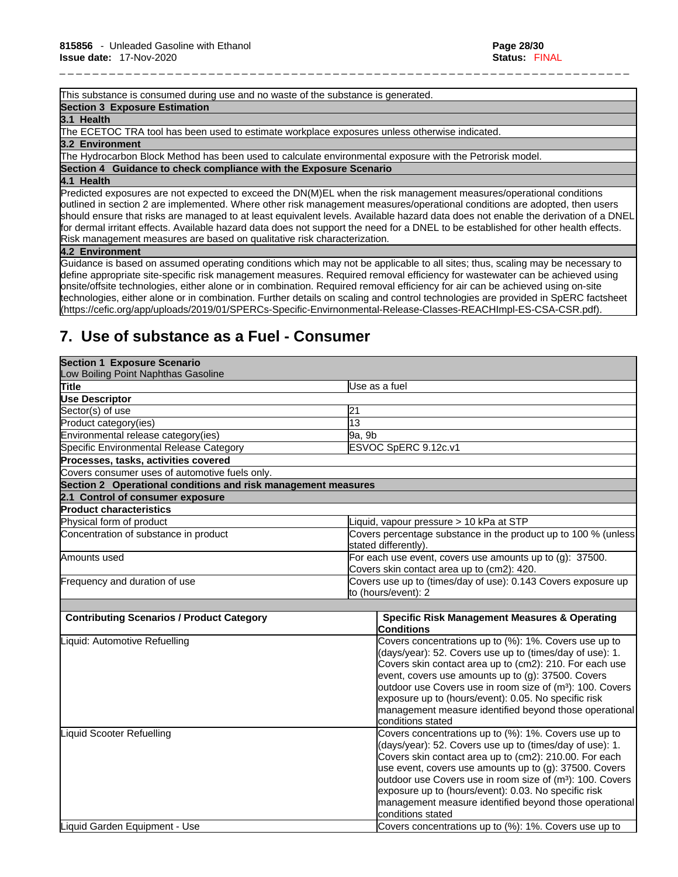| This substance is consumed during use and no waste of the substance is generated. |
|---|
| **Section 3 Exposure Estimation** |
| **3.1 Health** |
| The ECETOC TRA tool has been used to estimate workplace exposures unless otherwise indicated. |
| **3.2 Environment** |
| The Hydrocarbon Block Method has been used to calculate environmental exposure with the Petrorisk model. |
| **Section 4 Guidance to check compliance with the Exposure Scenario** |
| **4.1 Health** |
| Predicted exposures are not expected to exceed the DN(M)EL when the risk management measures/operational conditions outlined in section 2 are implemented. Where other risk management measures/operational conditions are adopted, then users should ensure that risks are managed to at least equivalent levels. Available hazard data does not enable the derivation of a DNEL for dermal irritant effects. Available hazard data does not support the need for a DNEL to be established for other health effects. Risk management measures are based on qualitative risk characterization. |
| **4.2 Environment** |
| Guidance is based on assumed operating conditions which may not be applicable to all sites; thus, scaling may be necessary to define appropriate site-specific risk management measures. Required removal efficiency for wastewater can be achieved using onsite/offsite technologies, either alone or in combination. Required removal efficiency for air can be achieved using on-site technologies, either alone or in combination. Further details on scaling and control technologies are provided in SpERC factsheet (https://cefic.org/app/uploads/2019/01/SPERCs-Specific-Envirnonmental-Release-Classes-REACHImpl-ES-CSA-CSR.pdf). |

## 7. Use of substance as a Fuel - Consumer

| **Section 1 Exposure Scenario**<br>Low Boiling Point Naphthas Gasoline | |
|---|---|
| **Title** | Use as a fuel |
| **Use Descriptor** | |
| Sector(s) of use | 21 |
| Product category(ies) | 13 |
| Environmental release category(ies) | 9a, 9b |
| Specific Environmental Release Category | ESVOC SpERC 9.12c.v1 |
| **Processes, tasks, activities covered** | |
| Covers consumer uses of automotive fuels only. | |
| **Section 2 Operational conditions and risk management measures** | |
| **2.1 Control of consumer exposure** | |
| **Product characteristics** | |
| Physical form of product | Liquid, vapour pressure > 10 kPa at STP |
| Concentration of substance in product | Covers percentage substance in the product up to 100 % (unless stated differently). |
| Amounts used | For each use event, covers use amounts up to (g): 37500. Covers skin contact area up to (cm2): 420. |
| Frequency and duration of use | Covers use up to (times/day of use): 0.143 Covers exposure up to (hours/event): 2 |

| Contributing Scenarios / Product Category | Specific Risk Management Measures & Operating Conditions |
|---|---|
| Liquid: Automotive Refuelling | Covers concentrations up to (%): 1%. Covers use up to (days/year): 52. Covers use up to (times/day of use): 1. Covers skin contact area up to (cm2): 210. For each use event, covers use amounts up to (g): 37500. Covers outdoor use Covers use in room size of (m³): 100. Covers exposure up to (hours/event): 0.05. No specific risk management measure identified beyond those operational conditions stated |
| Liquid Scooter Refuelling | Covers concentrations up to (%): 1%. Covers use up to (days/year): 52. Covers use up to (times/day of use): 1. Covers skin contact area up to (cm2): 210.00. For each use event, covers use amounts up to (g): 37500. Covers outdoor use Covers use in room size of (m³): 100. Covers exposure up to (hours/event): 0.03. No specific risk management measure identified beyond those operational conditions stated |
| Liquid Garden Equipment - Use | Covers concentrations up to (%): 1%. Covers use up to |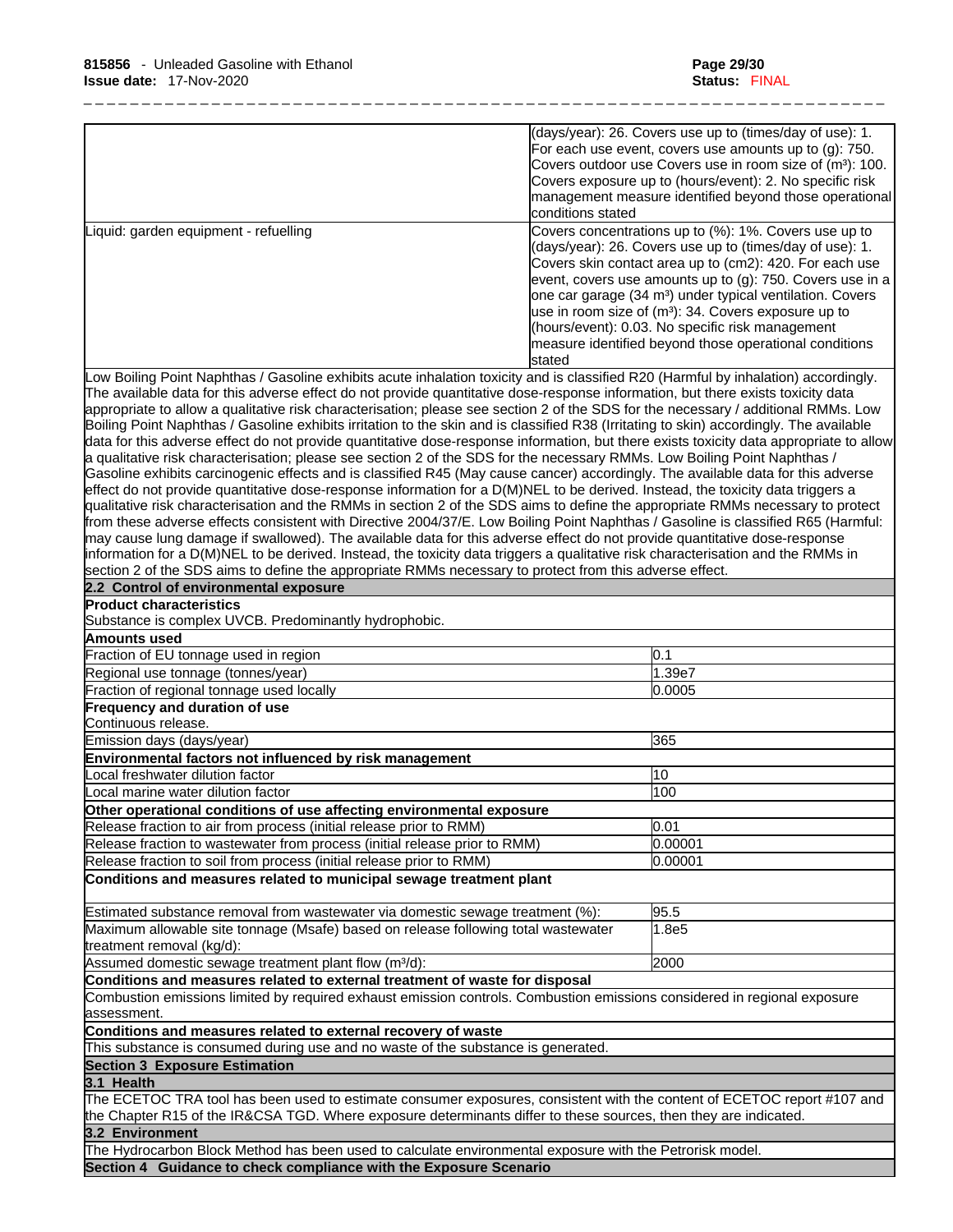| | |
|---|---|
| | (days/year): 26. Covers use up to (times/day of use): 1. For each use event, covers use amounts up to (g): 750. Covers outdoor use Covers use in room size of (m³): 100. Covers exposure up to (hours/event): 2. No specific risk management measure identified beyond those operational conditions stated |
| Liquid: garden equipment - refuelling | Covers concentrations up to (%): 1%. Covers use up to (days/year): 26. Covers use up to (times/day of use): 1. Covers skin contact area up to (cm2): 420. For each use event, covers use amounts up to (g): 750. Covers use in a one car garage (34 m³) under typical ventilation. Covers use in room size of (m³): 34. Covers exposure up to (hours/event): 0.03. No specific risk management measure identified beyond those operational conditions stated |

Low Boiling Point Naphthas / Gasoline exhibits acute inhalation toxicity and is classified R20 (Harmful by inhalation) accordingly. The available data for this adverse effect do not provide quantitative dose-response information, but there exists toxicity data appropriate to allow a qualitative risk characterisation; please see section 2 of the SDS for the necessary / additional RMMs. Low Boiling Point Naphthas / Gasoline exhibits irritation to the skin and is classified R38 (Irritating to skin) accordingly. The available data for this adverse effect do not provide quantitative dose-response information, but there exists toxicity data appropriate to allow a qualitative risk characterisation; please see section 2 of the SDS for the necessary RMMs. Low Boiling Point Naphthas / Gasoline exhibits carcinogenic effects and is classified R45 (May cause cancer) accordingly. The available data for this adverse effect do not provide quantitative dose-response information for a D(M)NEL to be derived. Instead, the toxicity data triggers a qualitative risk characterisation and the RMMs in section 2 of the SDS aims to define the appropriate RMMs necessary to protect from these adverse effects consistent with Directive 2004/37/E. Low Boiling Point Naphthas / Gasoline is classified R65 (Harmful: may cause lung damage if swallowed). The available data for this adverse effect do not provide quantitative dose-response information for a D(M)NEL to be derived. Instead, the toxicity data triggers a qualitative risk characterisation and the RMMs in section 2 of the SDS aims to define the appropriate RMMs necessary to protect from this adverse effect.

**2.2 Control of environmental exposure**

**Product characteristics**

Substance is complex UVCB. Predominantly hydrophobic.

**Amounts used**

| | |
|---|---|
| Fraction of EU tonnage used in region | 0.1 |
| Regional use tonnage (tonnes/year) | 1.39e7 |
| Fraction of regional tonnage used locally | 0.0005 |

**Frequency and duration of use**

Continuous release.

| | |
|---|---|
| Emission days (days/year) | 365 |

**Environmental factors not influenced by risk management**

| | |
|---|---|
| Local freshwater dilution factor | 10 |
| Local marine water dilution factor | 100 |

**Other operational conditions of use affecting environmental exposure**

| | |
|---|---|
| Release fraction to air from process (initial release prior to RMM) | 0.01 |
| Release fraction to wastewater from process (initial release prior to RMM) | 0.00001 |
| Release fraction to soil from process (initial release prior to RMM) | 0.00001 |

**Conditions and measures related to municipal sewage treatment plant**

| | |
|---|---|
| Estimated substance removal from wastewater via domestic sewage treatment (%): | 95.5 |
| Maximum allowable site tonnage (Msafe) based on release following total wastewater treatment removal (kg/d): | 1.8e5 |
| Assumed domestic sewage treatment plant flow (m³/d): | 2000 |

**Conditions and measures related to external treatment of waste for disposal**

Combustion emissions limited by required exhaust emission controls. Combustion emissions considered in regional exposure assessment.

**Conditions and measures related to external recovery of waste**

This substance is consumed during use and no waste of the substance is generated.

**Section 3 Exposure Estimation**

**3.1 Health**

The ECETOC TRA tool has been used to estimate consumer exposures, consistent with the content of ECETOC report #107 and the Chapter R15 of the IR&CSA TGD. Where exposure determinants differ to these sources, then they are indicated.

**3.2 Environment**

The Hydrocarbon Block Method has been used to calculate environmental exposure with the Petrorisk model.

**Section 4 Guidance to check compliance with the Exposure Scenario**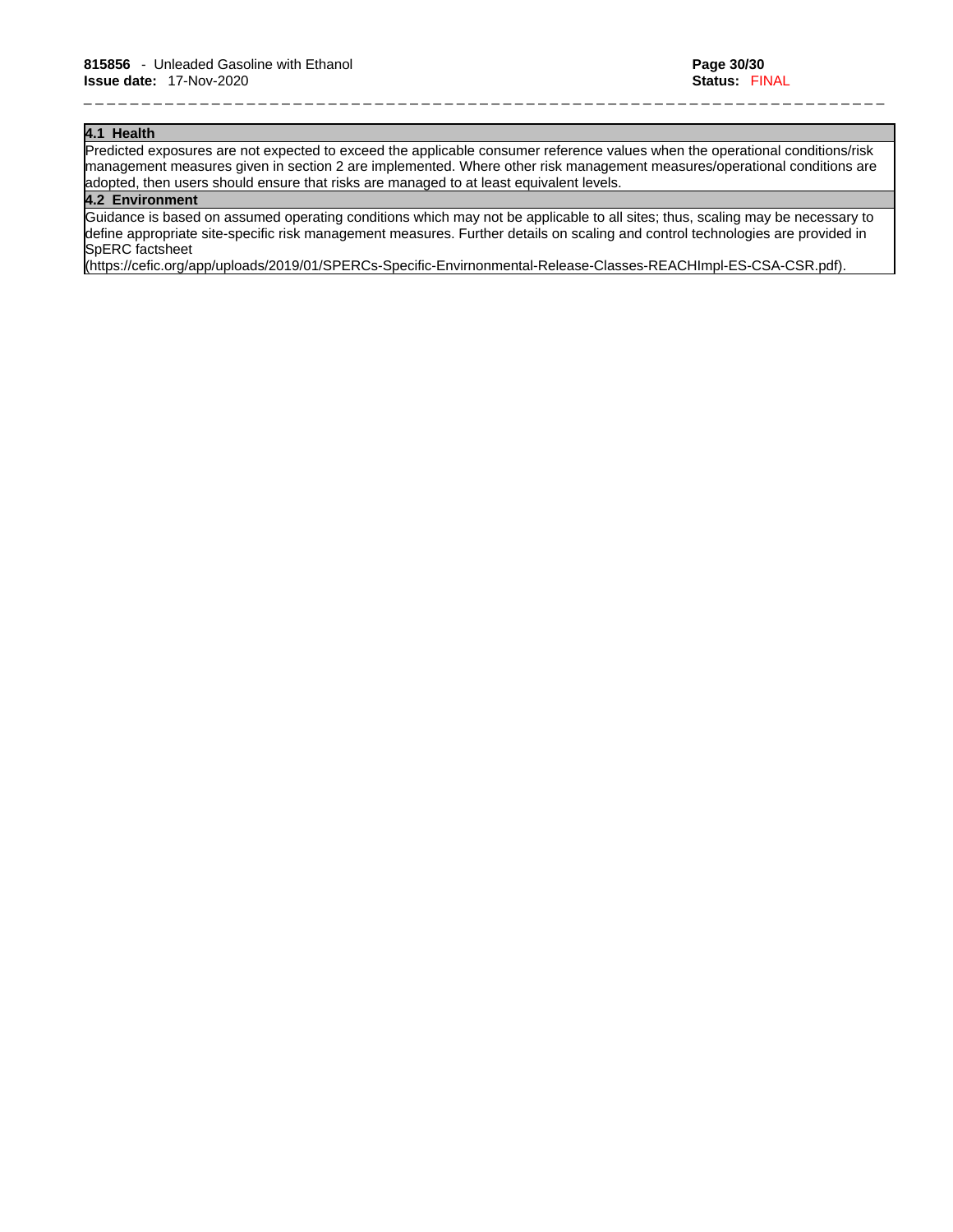### 4.1 Health

Predicted exposures are not expected to exceed the applicable consumer reference values when the operational conditions/risk management measures given in section 2 are implemented. Where other risk management measures/operational conditions are adopted, then users should ensure that risks are managed to at least equivalent levels.

### 4.2 Environment

Guidance is based on assumed operating conditions which may not be applicable to all sites; thus, scaling may be necessary to define appropriate site-specific risk management measures. Further details on scaling and control technologies are provided in SpERC factsheet (https://cefic.org/app/uploads/2019/01/SPERCs-Specific-Envirnonmental-Release-Classes-REACHImpl-ES-CSA-CSR.pdf).